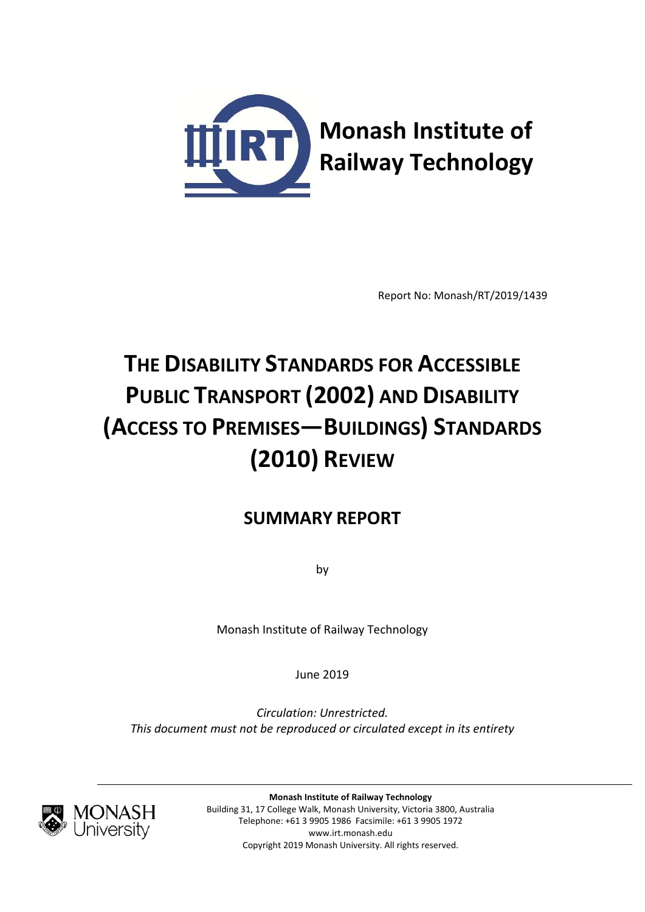Monash Institute of Railway Technology

Report No: Monash/RT/2019/1439

# THE DISABILITY STANDARDS FOR ACCESSIBLE PUBLIC TRANSPORT (2002) AND DISABILITY (ACCESS TO PREMISES—BUILDINGS) STANDARDS (2010) REVIEW

## SUMMARY REPORT

by

Monash Institute of Railway Technology

June 2019

*Circulation: Unrestricted.*
*This document must not be reproduced or circulated except in its entirety*

**Monash Institute of Railway Technology**
Building 31, 17 College Walk, Monash University, Victoria 3800, Australia
Telephone: +61 3 9905 1986 Facsimile: +61 3 9905 1972
www.irt.monash.edu
Copyright 2019 Monash University. All rights reserved.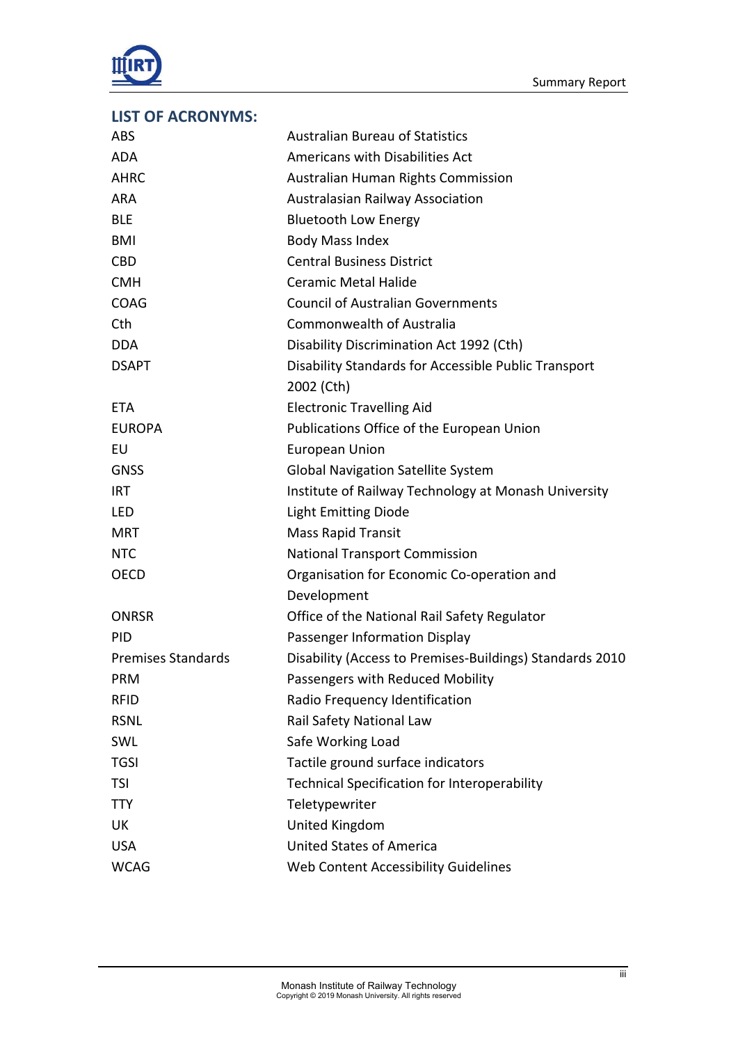## LIST OF ACRONYMS:

| | |
|---|---|
| ABS | Australian Bureau of Statistics |
| ADA | Americans with Disabilities Act |
| AHRC | Australian Human Rights Commission |
| ARA | Australasian Railway Association |
| BLE | Bluetooth Low Energy |
| BMI | Body Mass Index |
| CBD | Central Business District |
| CMH | Ceramic Metal Halide |
| COAG | Council of Australian Governments |
| Cth | Commonwealth of Australia |
| DDA | Disability Discrimination Act 1992 (Cth) |
| DSAPT | Disability Standards for Accessible Public Transport 2002 (Cth) |
| ETA | Electronic Travelling Aid |
| EUROPA | Publications Office of the European Union |
| EU | European Union |
| GNSS | Global Navigation Satellite System |
| IRT | Institute of Railway Technology at Monash University |
| LED | Light Emitting Diode |
| MRT | Mass Rapid Transit |
| NTC | National Transport Commission |
| OECD | Organisation for Economic Co-operation and Development |
| ONRSR | Office of the National Rail Safety Regulator |
| PID | Passenger Information Display |
| Premises Standards | Disability (Access to Premises-Buildings) Standards 2010 |
| PRM | Passengers with Reduced Mobility |
| RFID | Radio Frequency Identification |
| RSNL | Rail Safety National Law |
| SWL | Safe Working Load |
| TGSI | Tactile ground surface indicators |
| TSI | Technical Specification for Interoperability |
| TTY | Teletypewriter |
| UK | United Kingdom |
| USA | United States of America |
| WCAG | Web Content Accessibility Guidelines |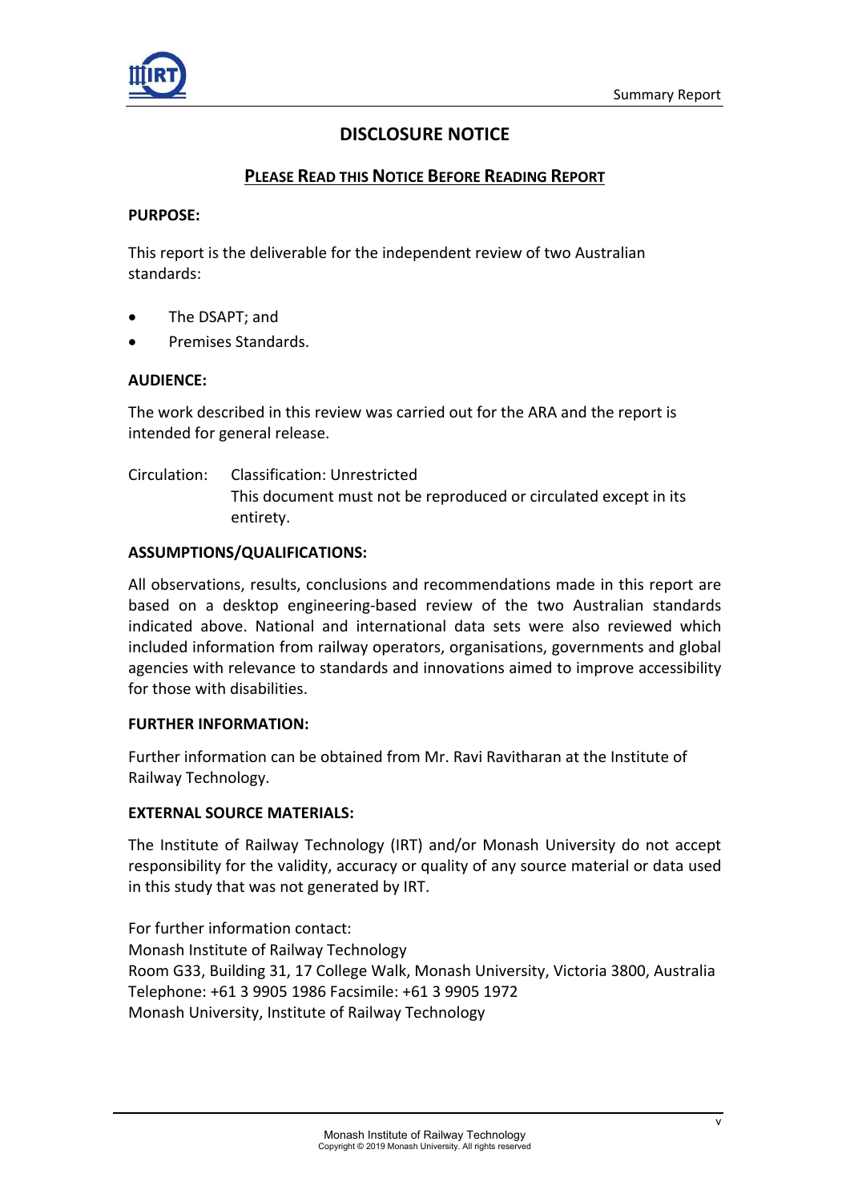# DISCLOSURE NOTICE

## PLEASE READ THIS NOTICE BEFORE READING REPORT

**PURPOSE:**

This report is the deliverable for the independent review of two Australian standards:

- The DSAPT; and
- Premises Standards.

**AUDIENCE:**

The work described in this review was carried out for the ARA and the report is intended for general release.

Circulation: Classification: Unrestricted
This document must not be reproduced or circulated except in its entirety.

**ASSUMPTIONS/QUALIFICATIONS:**

All observations, results, conclusions and recommendations made in this report are based on a desktop engineering-based review of the two Australian standards indicated above. National and international data sets were also reviewed which included information from railway operators, organisations, governments and global agencies with relevance to standards and innovations aimed to improve accessibility for those with disabilities.

**FURTHER INFORMATION:**

Further information can be obtained from Mr. Ravi Ravitharan at the Institute of Railway Technology.

**EXTERNAL SOURCE MATERIALS:**

The Institute of Railway Technology (IRT) and/or Monash University do not accept responsibility for the validity, accuracy or quality of any source material or data used in this study that was not generated by IRT.

For further information contact:
Monash Institute of Railway Technology
Room G33, Building 31, 17 College Walk, Monash University, Victoria 3800, Australia
Telephone: +61 3 9905 1986 Facsimile: +61 3 9905 1972
Monash University, Institute of Railway Technology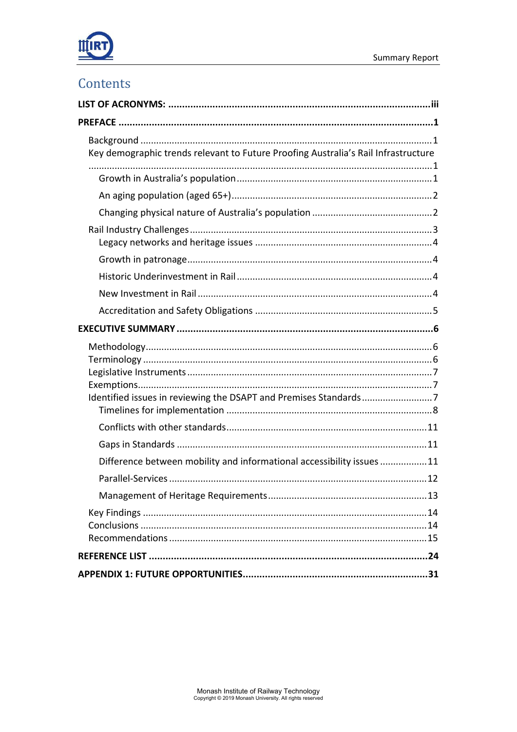# Contents

**LIST OF ACRONYMS:** ............ **iii**

**PREFACE** ............ **1**

- Background ............ 1
- Key demographic trends relevant to Future Proofing Australia's Rail Infrastructure ............ 1
  - Growth in Australia's population ............ 1
  - An aging population (aged 65+) ............ 2
  - Changing physical nature of Australia's population ............ 2
- Rail Industry Challenges ............ 3
  - Legacy networks and heritage issues ............ 4
  - Growth in patronage ............ 4
  - Historic Underinvestment in Rail ............ 4
  - New Investment in Rail ............ 4
  - Accreditation and Safety Obligations ............ 5

**EXECUTIVE SUMMARY** ............ **6**

- Methodology ............ 6
- Terminology ............ 6
- Legislative Instruments ............ 7
- Exemptions ............ 7
- Identified issues in reviewing the DSAPT and Premises Standards ............ 7
  - Timelines for implementation ............ 8
  - Conflicts with other standards ............ 11
  - Gaps in Standards ............ 11
  - Difference between mobility and informational accessibility issues ............ 11
  - Parallel-Services ............ 12
  - Management of Heritage Requirements ............ 13
- Key Findings ............ 14
- Conclusions ............ 14
- Recommendations ............ 15

**REFERENCE LIST** ............ **24**

**APPENDIX 1: FUTURE OPPORTUNITIES** ............ **31**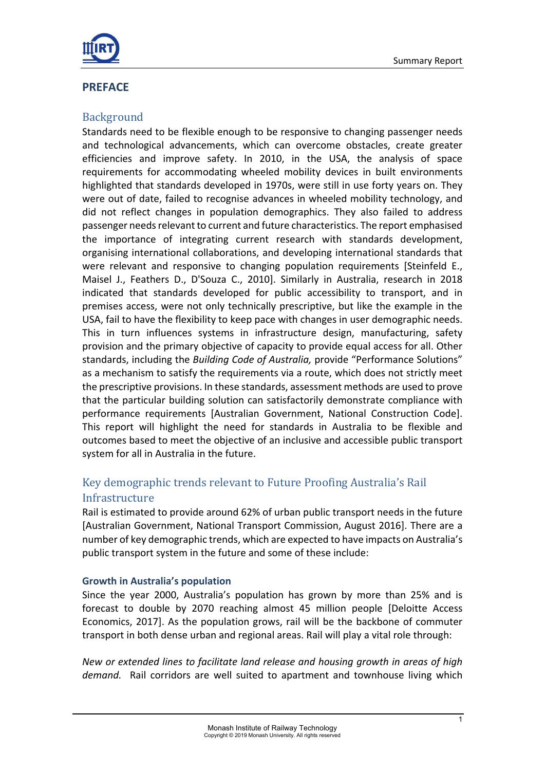## PREFACE

### Background

Standards need to be flexible enough to be responsive to changing passenger needs and technological advancements, which can overcome obstacles, create greater efficiencies and improve safety. In 2010, in the USA, the analysis of space requirements for accommodating wheeled mobility devices in built environments highlighted that standards developed in 1970s, were still in use forty years on. They were out of date, failed to recognise advances in wheeled mobility technology, and did not reflect changes in population demographics. They also failed to address passenger needs relevant to current and future characteristics. The report emphasised the importance of integrating current research with standards development, organising international collaborations, and developing international standards that were relevant and responsive to changing population requirements [Steinfeld E., Maisel J., Feathers D., D'Souza C., 2010]. Similarly in Australia, research in 2018 indicated that standards developed for public accessibility to transport, and in premises access, were not only technically prescriptive, but like the example in the USA, fail to have the flexibility to keep pace with changes in user demographic needs. This in turn influences systems in infrastructure design, manufacturing, safety provision and the primary objective of capacity to provide equal access for all. Other standards, including the *Building Code of Australia,* provide "Performance Solutions" as a mechanism to satisfy the requirements via a route, which does not strictly meet the prescriptive provisions. In these standards, assessment methods are used to prove that the particular building solution can satisfactorily demonstrate compliance with performance requirements [Australian Government, National Construction Code]. This report will highlight the need for standards in Australia to be flexible and outcomes based to meet the objective of an inclusive and accessible public transport system for all in Australia in the future.

### Key demographic trends relevant to Future Proofing Australia's Rail Infrastructure

Rail is estimated to provide around 62% of urban public transport needs in the future [Australian Government, National Transport Commission, August 2016]. There are a number of key demographic trends, which are expected to have impacts on Australia's public transport system in the future and some of these include:

#### Growth in Australia's population

Since the year 2000, Australia's population has grown by more than 25% and is forecast to double by 2070 reaching almost 45 million people [Deloitte Access Economics, 2017]. As the population grows, rail will be the backbone of commuter transport in both dense urban and regional areas. Rail will play a vital role through:

*New or extended lines to facilitate land release and housing growth in areas of high demand.* Rail corridors are well suited to apartment and townhouse living which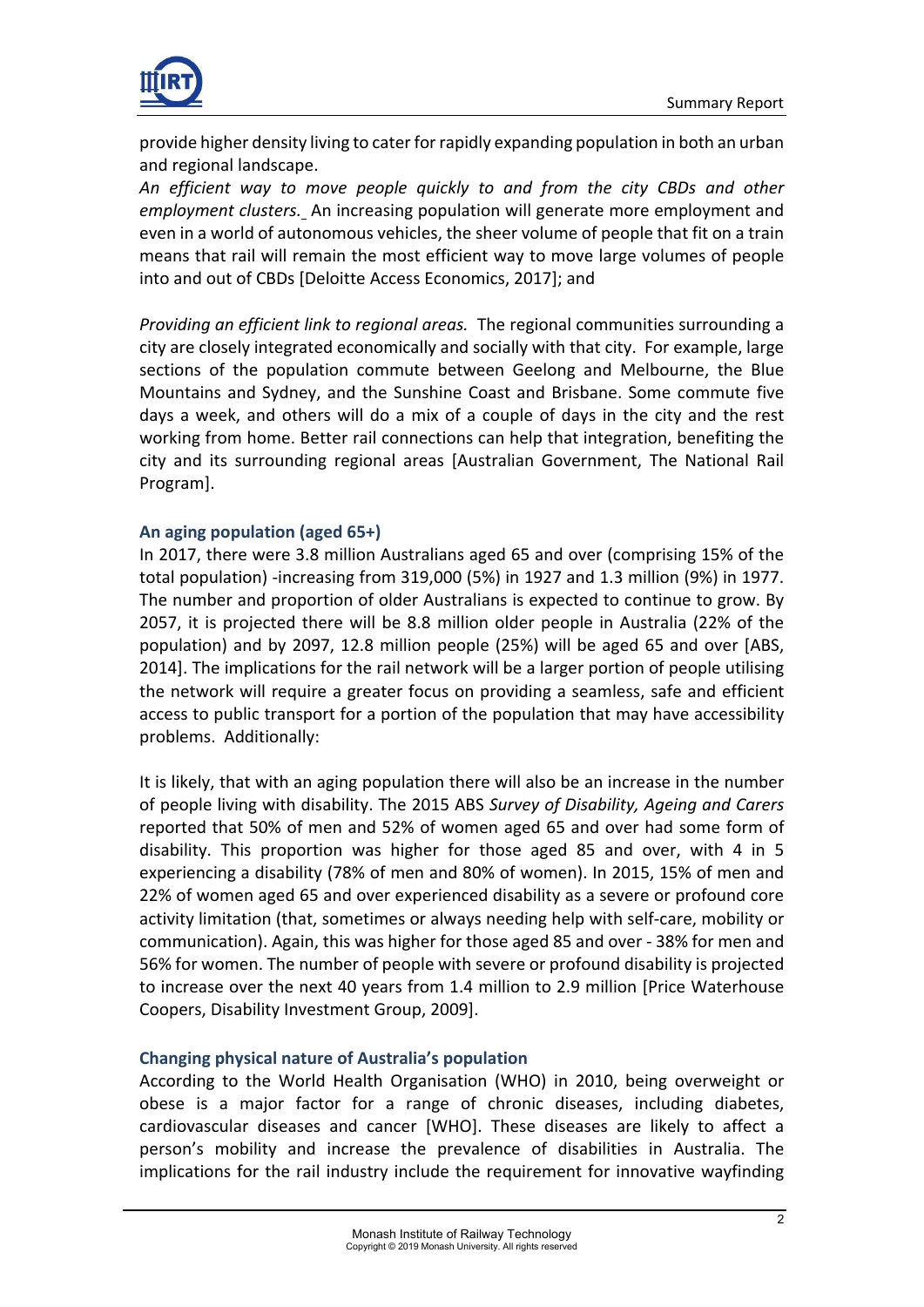provide higher density living to cater for rapidly expanding population in both an urban and regional landscape.

*An efficient way to move people quickly to and from the city CBDs and other employment clusters.* An increasing population will generate more employment and even in a world of autonomous vehicles, the sheer volume of people that fit on a train means that rail will remain the most efficient way to move large volumes of people into and out of CBDs [Deloitte Access Economics, 2017]; and

*Providing an efficient link to regional areas.* The regional communities surrounding a city are closely integrated economically and socially with that city. For example, large sections of the population commute between Geelong and Melbourne, the Blue Mountains and Sydney, and the Sunshine Coast and Brisbane. Some commute five days a week, and others will do a mix of a couple of days in the city and the rest working from home. Better rail connections can help that integration, benefiting the city and its surrounding regional areas [Australian Government, The National Rail Program].

### An aging population (aged 65+)

In 2017, there were 3.8 million Australians aged 65 and over (comprising 15% of the total population) -increasing from 319,000 (5%) in 1927 and 1.3 million (9%) in 1977. The number and proportion of older Australians is expected to continue to grow. By 2057, it is projected there will be 8.8 million older people in Australia (22% of the population) and by 2097, 12.8 million people (25%) will be aged 65 and over [ABS, 2014]. The implications for the rail network will be a larger portion of people utilising the network will require a greater focus on providing a seamless, safe and efficient access to public transport for a portion of the population that may have accessibility problems. Additionally:

It is likely, that with an aging population there will also be an increase in the number of people living with disability. The 2015 ABS *Survey of Disability, Ageing and Carers* reported that 50% of men and 52% of women aged 65 and over had some form of disability. This proportion was higher for those aged 85 and over, with 4 in 5 experiencing a disability (78% of men and 80% of women). In 2015, 15% of men and 22% of women aged 65 and over experienced disability as a severe or profound core activity limitation (that, sometimes or always needing help with self-care, mobility or communication). Again, this was higher for those aged 85 and over - 38% for men and 56% for women. The number of people with severe or profound disability is projected to increase over the next 40 years from 1.4 million to 2.9 million [Price Waterhouse Coopers, Disability Investment Group, 2009].

### Changing physical nature of Australia's population

According to the World Health Organisation (WHO) in 2010, being overweight or obese is a major factor for a range of chronic diseases, including diabetes, cardiovascular diseases and cancer [WHO]. These diseases are likely to affect a person's mobility and increase the prevalence of disabilities in Australia. The implications for the rail industry include the requirement for innovative wayfinding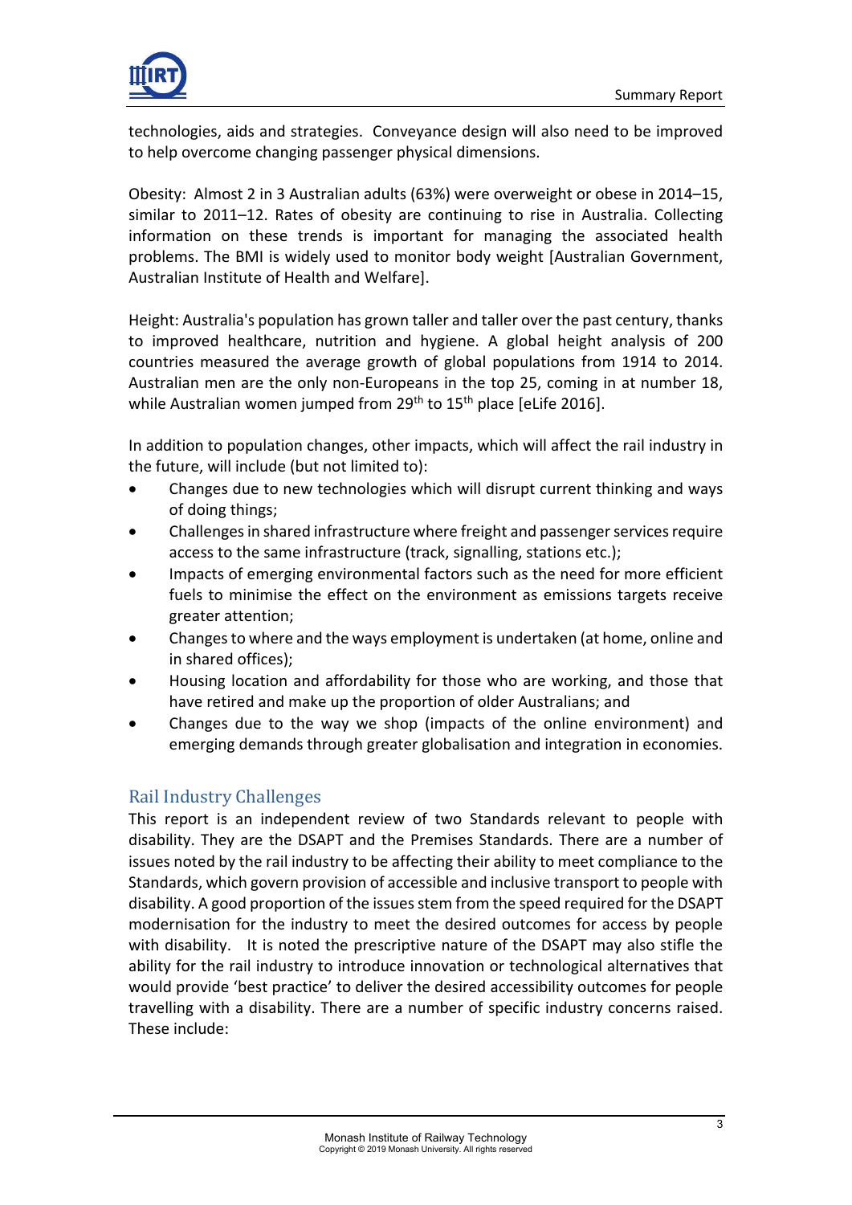technologies, aids and strategies. Conveyance design will also need to be improved to help overcome changing passenger physical dimensions.

Obesity: Almost 2 in 3 Australian adults (63%) were overweight or obese in 2014–15, similar to 2011–12. Rates of obesity are continuing to rise in Australia. Collecting information on these trends is important for managing the associated health problems. The BMI is widely used to monitor body weight [Australian Government, Australian Institute of Health and Welfare].

Height: Australia's population has grown taller and taller over the past century, thanks to improved healthcare, nutrition and hygiene. A global height analysis of 200 countries measured the average growth of global populations from 1914 to 2014. Australian men are the only non-Europeans in the top 25, coming in at number 18, while Australian women jumped from 29th to 15th place [eLife 2016].

In addition to population changes, other impacts, which will affect the rail industry in the future, will include (but not limited to):

- Changes due to new technologies which will disrupt current thinking and ways of doing things;
- Challenges in shared infrastructure where freight and passenger services require access to the same infrastructure (track, signalling, stations etc.);
- Impacts of emerging environmental factors such as the need for more efficient fuels to minimise the effect on the environment as emissions targets receive greater attention;
- Changes to where and the ways employment is undertaken (at home, online and in shared offices);
- Housing location and affordability for those who are working, and those that have retired and make up the proportion of older Australians; and
- Changes due to the way we shop (impacts of the online environment) and emerging demands through greater globalisation and integration in economies.

## Rail Industry Challenges

This report is an independent review of two Standards relevant to people with disability. They are the DSAPT and the Premises Standards. There are a number of issues noted by the rail industry to be affecting their ability to meet compliance to the Standards, which govern provision of accessible and inclusive transport to people with disability. A good proportion of the issues stem from the speed required for the DSAPT modernisation for the industry to meet the desired outcomes for access by people with disability. It is noted the prescriptive nature of the DSAPT may also stifle the ability for the rail industry to introduce innovation or technological alternatives that would provide 'best practice' to deliver the desired accessibility outcomes for people travelling with a disability. There are a number of specific industry concerns raised. These include: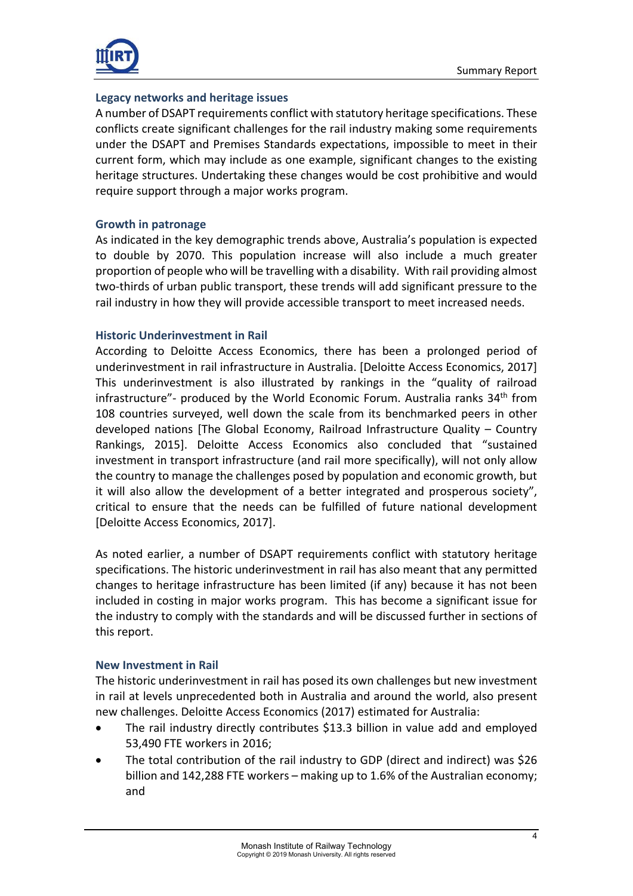### Legacy networks and heritage issues

A number of DSAPT requirements conflict with statutory heritage specifications. These conflicts create significant challenges for the rail industry making some requirements under the DSAPT and Premises Standards expectations, impossible to meet in their current form, which may include as one example, significant changes to the existing heritage structures. Undertaking these changes would be cost prohibitive and would require support through a major works program.

### Growth in patronage

As indicated in the key demographic trends above, Australia's population is expected to double by 2070. This population increase will also include a much greater proportion of people who will be travelling with a disability. With rail providing almost two-thirds of urban public transport, these trends will add significant pressure to the rail industry in how they will provide accessible transport to meet increased needs.

### Historic Underinvestment in Rail

According to Deloitte Access Economics, there has been a prolonged period of underinvestment in rail infrastructure in Australia. [Deloitte Access Economics, 2017] This underinvestment is also illustrated by rankings in the "quality of railroad infrastructure"- produced by the World Economic Forum. Australia ranks 34th from 108 countries surveyed, well down the scale from its benchmarked peers in other developed nations [The Global Economy, Railroad Infrastructure Quality – Country Rankings, 2015]. Deloitte Access Economics also concluded that "sustained investment in transport infrastructure (and rail more specifically), will not only allow the country to manage the challenges posed by population and economic growth, but it will also allow the development of a better integrated and prosperous society", critical to ensure that the needs can be fulfilled of future national development [Deloitte Access Economics, 2017].

As noted earlier, a number of DSAPT requirements conflict with statutory heritage specifications. The historic underinvestment in rail has also meant that any permitted changes to heritage infrastructure has been limited (if any) because it has not been included in costing in major works program. This has become a significant issue for the industry to comply with the standards and will be discussed further in sections of this report.

### New Investment in Rail

The historic underinvestment in rail has posed its own challenges but new investment in rail at levels unprecedented both in Australia and around the world, also present new challenges. Deloitte Access Economics (2017) estimated for Australia:

- The rail industry directly contributes \$13.3 billion in value add and employed 53,490 FTE workers in 2016;
- The total contribution of the rail industry to GDP (direct and indirect) was \$26 billion and 142,288 FTE workers – making up to 1.6% of the Australian economy; and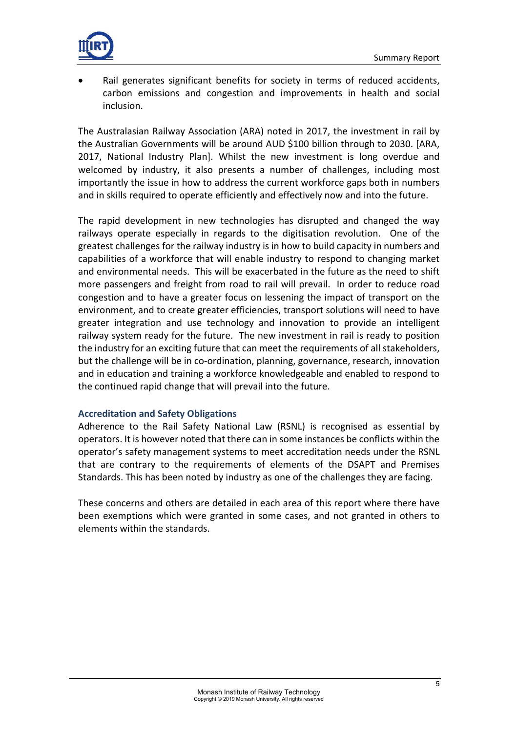- Rail generates significant benefits for society in terms of reduced accidents, carbon emissions and congestion and improvements in health and social inclusion.

The Australasian Railway Association (ARA) noted in 2017, the investment in rail by the Australian Governments will be around AUD $100 billion through to 2030. [ARA, 2017, National Industry Plan]. Whilst the new investment is long overdue and welcomed by industry, it also presents a number of challenges, including most importantly the issue in how to address the current workforce gaps both in numbers and in skills required to operate efficiently and effectively now and into the future.

The rapid development in new technologies has disrupted and changed the way railways operate especially in regards to the digitisation revolution. One of the greatest challenges for the railway industry is in how to build capacity in numbers and capabilities of a workforce that will enable industry to respond to changing market and environmental needs. This will be exacerbated in the future as the need to shift more passengers and freight from road to rail will prevail. In order to reduce road congestion and to have a greater focus on lessening the impact of transport on the environment, and to create greater efficiencies, transport solutions will need to have greater integration and use technology and innovation to provide an intelligent railway system ready for the future. The new investment in rail is ready to position the industry for an exciting future that can meet the requirements of all stakeholders, but the challenge will be in co-ordination, planning, governance, research, innovation and in education and training a workforce knowledgeable and enabled to respond to the continued rapid change that will prevail into the future.

### Accreditation and Safety Obligations

Adherence to the Rail Safety National Law (RSNL) is recognised as essential by operators. It is however noted that there can in some instances be conflicts within the operator's safety management systems to meet accreditation needs under the RSNL that are contrary to the requirements of elements of the DSAPT and Premises Standards. This has been noted by industry as one of the challenges they are facing.

These concerns and others are detailed in each area of this report where there have been exemptions which were granted in some cases, and not granted in others to elements within the standards.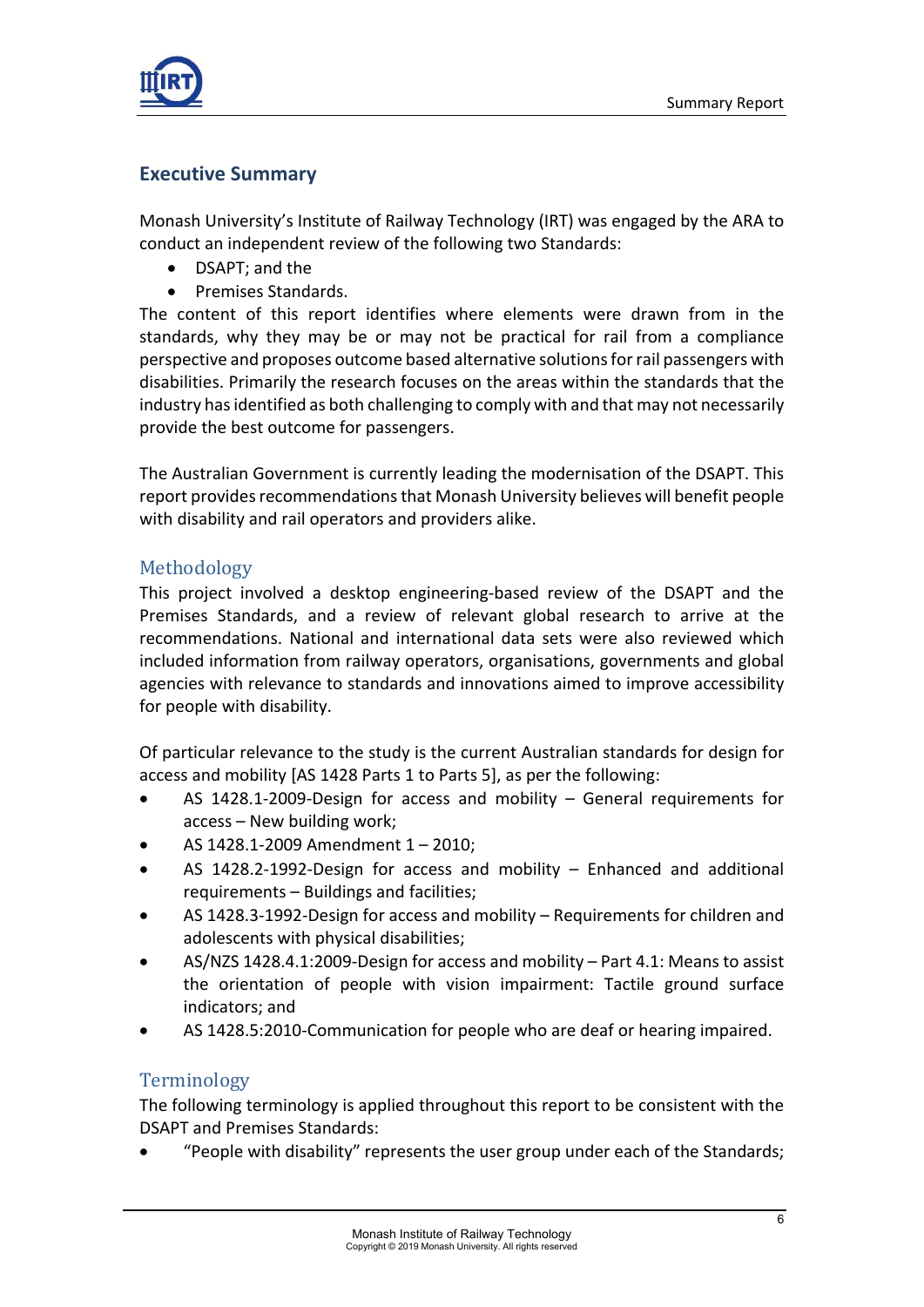## Executive Summary

Monash University's Institute of Railway Technology (IRT) was engaged by the ARA to conduct an independent review of the following two Standards:

- DSAPT; and the
- Premises Standards.

The content of this report identifies where elements were drawn from in the standards, why they may be or may not be practical for rail from a compliance perspective and proposes outcome based alternative solutions for rail passengers with disabilities. Primarily the research focuses on the areas within the standards that the industry has identified as both challenging to comply with and that may not necessarily provide the best outcome for passengers.

The Australian Government is currently leading the modernisation of the DSAPT. This report provides recommendations that Monash University believes will benefit people with disability and rail operators and providers alike.

### Methodology

This project involved a desktop engineering-based review of the DSAPT and the Premises Standards, and a review of relevant global research to arrive at the recommendations. National and international data sets were also reviewed which included information from railway operators, organisations, governments and global agencies with relevance to standards and innovations aimed to improve accessibility for people with disability.

Of particular relevance to the study is the current Australian standards for design for access and mobility [AS 1428 Parts 1 to Parts 5], as per the following:

- AS 1428.1-2009-Design for access and mobility – General requirements for access – New building work;
- AS 1428.1-2009 Amendment 1 – 2010;
- AS 1428.2-1992-Design for access and mobility – Enhanced and additional requirements – Buildings and facilities;
- AS 1428.3-1992-Design for access and mobility – Requirements for children and adolescents with physical disabilities;
- AS/NZS 1428.4.1:2009-Design for access and mobility – Part 4.1: Means to assist the orientation of people with vision impairment: Tactile ground surface indicators; and
- AS 1428.5:2010-Communication for people who are deaf or hearing impaired.

### Terminology

The following terminology is applied throughout this report to be consistent with the DSAPT and Premises Standards:

- "People with disability" represents the user group under each of the Standards;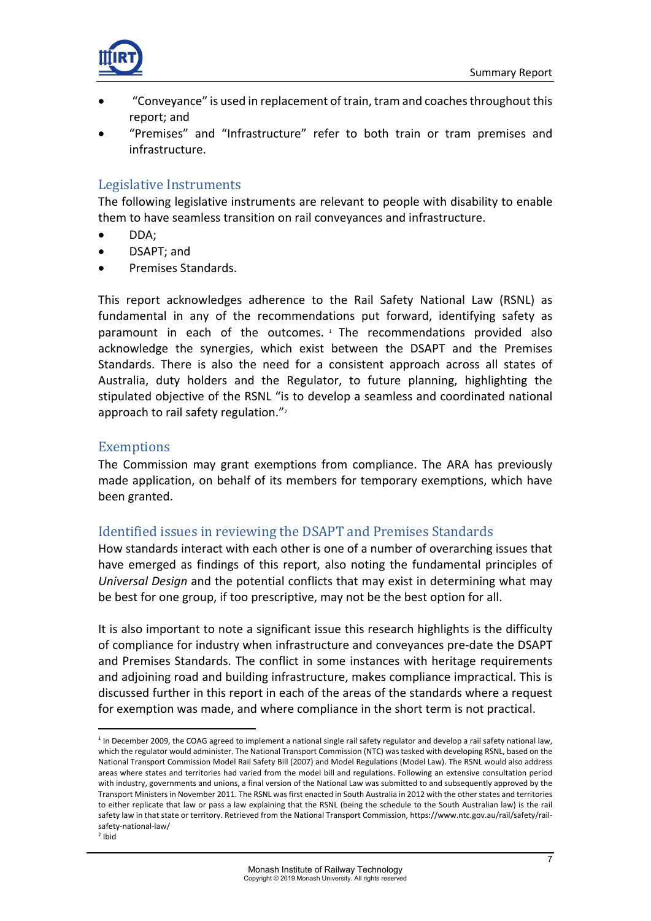- "Conveyance" is used in replacement of train, tram and coaches throughout this report; and
- "Premises" and "Infrastructure" refer to both train or tram premises and infrastructure.

## Legislative Instruments

The following legislative instruments are relevant to people with disability to enable them to have seamless transition on rail conveyances and infrastructure.

- DDA;
- DSAPT; and
- Premises Standards.

This report acknowledges adherence to the Rail Safety National Law (RSNL) as fundamental in any of the recommendations put forward, identifying safety as paramount in each of the outcomes. [1] The recommendations provided also acknowledge the synergies, which exist between the DSAPT and the Premises Standards. There is also the need for a consistent approach across all states of Australia, duty holders and the Regulator, to future planning, highlighting the stipulated objective of the RSNL "is to develop a seamless and coordinated national approach to rail safety regulation."[2]

## Exemptions

The Commission may grant exemptions from compliance. The ARA has previously made application, on behalf of its members for temporary exemptions, which have been granted.

## Identified issues in reviewing the DSAPT and Premises Standards

How standards interact with each other is one of a number of overarching issues that have emerged as findings of this report, also noting the fundamental principles of *Universal Design* and the potential conflicts that may exist in determining what may be best for one group, if too prescriptive, may not be the best option for all.

It is also important to note a significant issue this research highlights is the difficulty of compliance for industry when infrastructure and conveyances pre-date the DSAPT and Premises Standards. The conflict in some instances with heritage requirements and adjoining road and building infrastructure, makes compliance impractical. This is discussed further in this report in each of the areas of the standards where a request for exemption was made, and where compliance in the short term is not practical.

---

[1] In December 2009, the COAG agreed to implement a national single rail safety regulator and develop a rail safety national law, which the regulator would administer. The National Transport Commission (NTC) was tasked with developing RSNL, based on the National Transport Commission Model Rail Safety Bill (2007) and Model Regulations (Model Law). The RSNL would also address areas where states and territories had varied from the model bill and regulations. Following an extensive consultation period with industry, governments and unions, a final version of the National Law was submitted to and subsequently approved by the Transport Ministers in November 2011. The RSNL was first enacted in South Australia in 2012 with the other states and territories to either replicate that law or pass a law explaining that the RSNL (being the schedule to the South Australian law) is the rail safety law in that state or territory. Retrieved from the National Transport Commission, https://www.ntc.gov.au/rail/safety/rail-safety-national-law/

[2] Ibid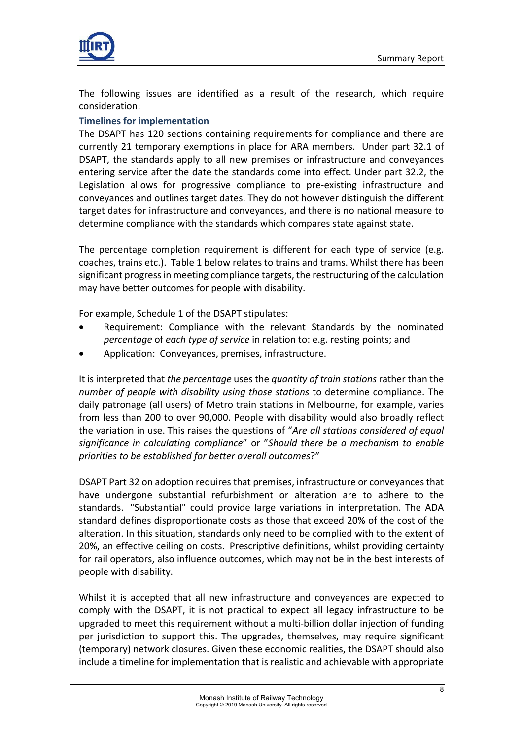The following issues are identified as a result of the research, which require consideration:

### Timelines for implementation

The DSAPT has 120 sections containing requirements for compliance and there are currently 21 temporary exemptions in place for ARA members. Under part 32.1 of DSAPT, the standards apply to all new premises or infrastructure and conveyances entering service after the date the standards come into effect. Under part 32.2, the Legislation allows for progressive compliance to pre-existing infrastructure and conveyances and outlines target dates. They do not however distinguish the different target dates for infrastructure and conveyances, and there is no national measure to determine compliance with the standards which compares state against state.

The percentage completion requirement is different for each type of service (e.g. coaches, trains etc.). Table 1 below relates to trains and trams. Whilst there has been significant progress in meeting compliance targets, the restructuring of the calculation may have better outcomes for people with disability.

For example, Schedule 1 of the DSAPT stipulates:

- Requirement: Compliance with the relevant Standards by the nominated *percentage* of *each type of service* in relation to: e.g. resting points; and
- Application: Conveyances, premises, infrastructure.

It is interpreted that *the percentage* uses the *quantity of train stations* rather than the *number of people with disability using those stations* to determine compliance. The daily patronage (all users) of Metro train stations in Melbourne, for example, varies from less than 200 to over 90,000. People with disability would also broadly reflect the variation in use. This raises the questions of "*Are all stations considered of equal significance in calculating compliance*" or "*Should there be a mechanism to enable priorities to be established for better overall outcomes*?"

DSAPT Part 32 on adoption requires that premises, infrastructure or conveyances that have undergone substantial refurbishment or alteration are to adhere to the standards. "Substantial" could provide large variations in interpretation. The ADA standard defines disproportionate costs as those that exceed 20% of the cost of the alteration. In this situation, standards only need to be complied with to the extent of 20%, an effective ceiling on costs. Prescriptive definitions, whilst providing certainty for rail operators, also influence outcomes, which may not be in the best interests of people with disability.

Whilst it is accepted that all new infrastructure and conveyances are expected to comply with the DSAPT, it is not practical to expect all legacy infrastructure to be upgraded to meet this requirement without a multi-billion dollar injection of funding per jurisdiction to support this. The upgrades, themselves, may require significant (temporary) network closures. Given these economic realities, the DSAPT should also include a timeline for implementation that is realistic and achievable with appropriate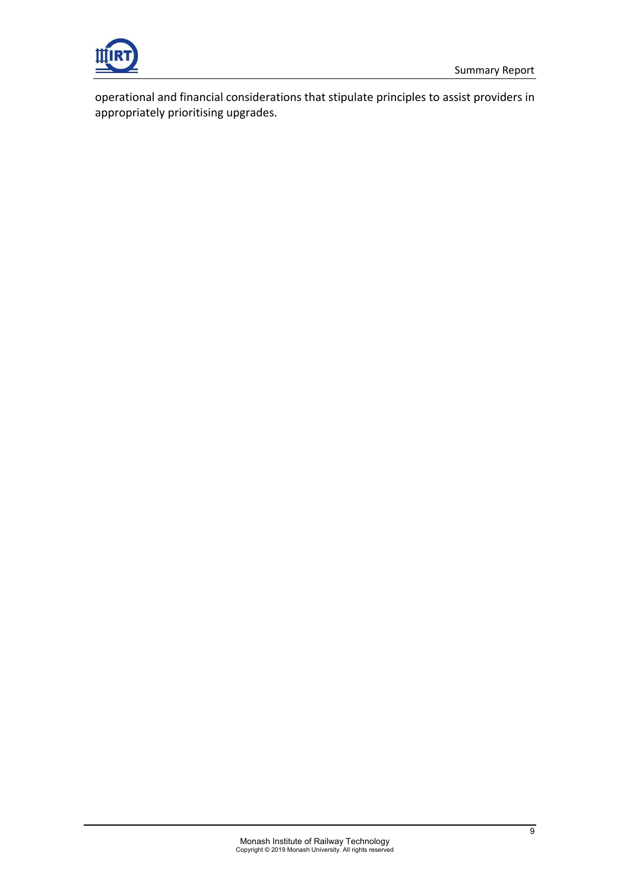operational and financial considerations that stipulate principles to assist providers in appropriately prioritising upgrades.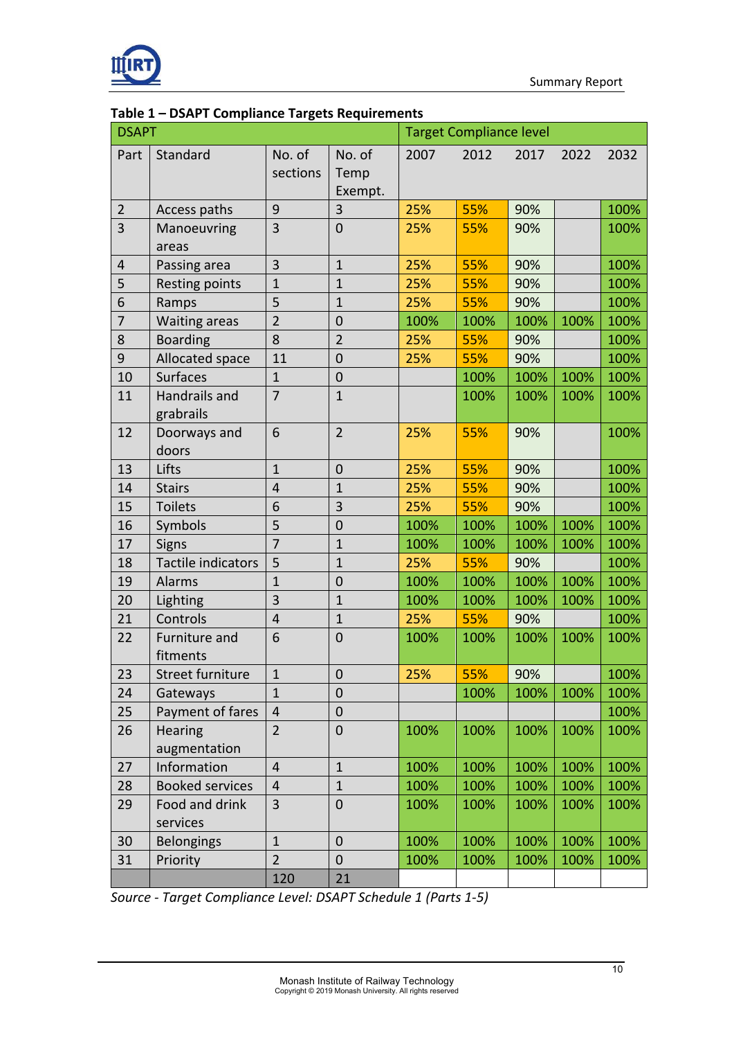**Table 1 – DSAPT Compliance Targets Requirements**

| DSAPT | | | | Target Compliance level | | | | |
|---|---|---|---|---|---|---|---|---|
| Part | Standard | No. of sections | No. of Temp Exempt. | 2007 | 2012 | 2017 | 2022 | 2032 |
| 2 | Access paths | 9 | 3 | 25% | 55% | 90% | | 100% |
| 3 | Manoeuvring areas | 3 | 0 | 25% | 55% | 90% | | 100% |
| 4 | Passing area | 3 | 1 | 25% | 55% | 90% | | 100% |
| 5 | Resting points | 1 | 1 | 25% | 55% | 90% | | 100% |
| 6 | Ramps | 5 | 1 | 25% | 55% | 90% | | 100% |
| 7 | Waiting areas | 2 | 0 | 100% | 100% | 100% | 100% | 100% |
| 8 | Boarding | 8 | 2 | 25% | 55% | 90% | | 100% |
| 9 | Allocated space | 11 | 0 | 25% | 55% | 90% | | 100% |
| 10 | Surfaces | 1 | 0 | | 100% | 100% | 100% | 100% |
| 11 | Handrails and grabrails | 7 | 1 | | 100% | 100% | 100% | 100% |
| 12 | Doorways and doors | 6 | 2 | 25% | 55% | 90% | | 100% |
| 13 | Lifts | 1 | 0 | 25% | 55% | 90% | | 100% |
| 14 | Stairs | 4 | 1 | 25% | 55% | 90% | | 100% |
| 15 | Toilets | 6 | 3 | 25% | 55% | 90% | | 100% |
| 16 | Symbols | 5 | 0 | 100% | 100% | 100% | 100% | 100% |
| 17 | Signs | 7 | 1 | 100% | 100% | 100% | 100% | 100% |
| 18 | Tactile indicators | 5 | 1 | 25% | 55% | 90% | | 100% |
| 19 | Alarms | 1 | 0 | 100% | 100% | 100% | 100% | 100% |
| 20 | Lighting | 3 | 1 | 100% | 100% | 100% | 100% | 100% |
| 21 | Controls | 4 | 1 | 25% | 55% | 90% | | 100% |
| 22 | Furniture and fitments | 6 | 0 | 100% | 100% | 100% | 100% | 100% |
| 23 | Street furniture | 1 | 0 | 25% | 55% | 90% | | 100% |
| 24 | Gateways | 1 | 0 | | 100% | 100% | 100% | 100% |
| 25 | Payment of fares | 4 | 0 | | | | | 100% |
| 26 | Hearing augmentation | 2 | 0 | 100% | 100% | 100% | 100% | 100% |
| 27 | Information | 4 | 1 | 100% | 100% | 100% | 100% | 100% |
| 28 | Booked services | 4 | 1 | 100% | 100% | 100% | 100% | 100% |
| 29 | Food and drink services | 3 | 0 | 100% | 100% | 100% | 100% | 100% |
| 30 | Belongings | 1 | 0 | 100% | 100% | 100% | 100% | 100% |
| 31 | Priority | 2 | 0 | 100% | 100% | 100% | 100% | 100% |
| | | 120 | 21 | | | | | |

*Source - Target Compliance Level: DSAPT Schedule 1 (Parts 1-5)*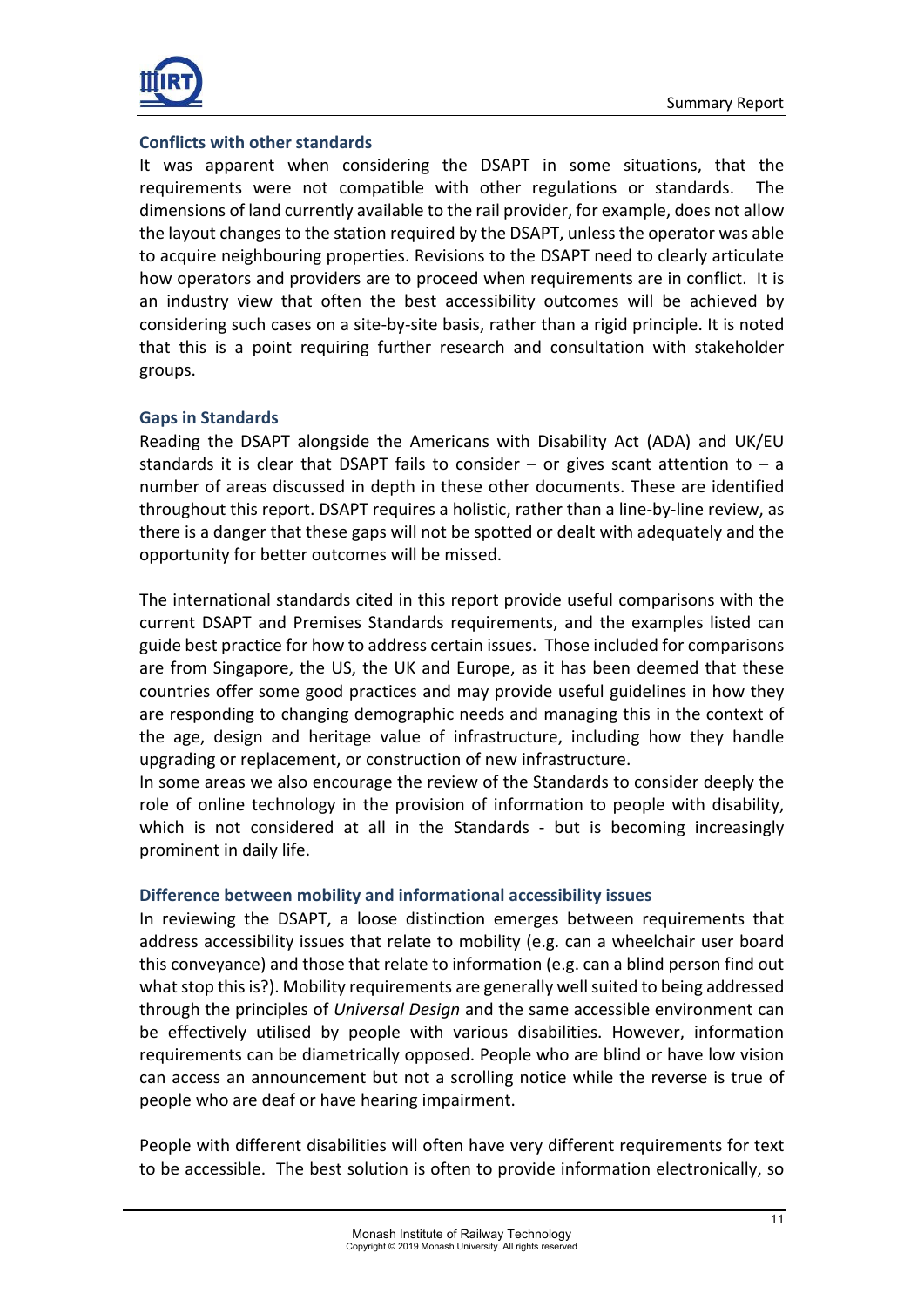### Conflicts with other standards

It was apparent when considering the DSAPT in some situations, that the requirements were not compatible with other regulations or standards. The dimensions of land currently available to the rail provider, for example, does not allow the layout changes to the station required by the DSAPT, unless the operator was able to acquire neighbouring properties. Revisions to the DSAPT need to clearly articulate how operators and providers are to proceed when requirements are in conflict. It is an industry view that often the best accessibility outcomes will be achieved by considering such cases on a site-by-site basis, rather than a rigid principle. It is noted that this is a point requiring further research and consultation with stakeholder groups.

### Gaps in Standards

Reading the DSAPT alongside the Americans with Disability Act (ADA) and UK/EU standards it is clear that DSAPT fails to consider – or gives scant attention to – a number of areas discussed in depth in these other documents. These are identified throughout this report. DSAPT requires a holistic, rather than a line-by-line review, as there is a danger that these gaps will not be spotted or dealt with adequately and the opportunity for better outcomes will be missed.

The international standards cited in this report provide useful comparisons with the current DSAPT and Premises Standards requirements, and the examples listed can guide best practice for how to address certain issues. Those included for comparisons are from Singapore, the US, the UK and Europe, as it has been deemed that these countries offer some good practices and may provide useful guidelines in how they are responding to changing demographic needs and managing this in the context of the age, design and heritage value of infrastructure, including how they handle upgrading or replacement, or construction of new infrastructure.

In some areas we also encourage the review of the Standards to consider deeply the role of online technology in the provision of information to people with disability, which is not considered at all in the Standards - but is becoming increasingly prominent in daily life.

### Difference between mobility and informational accessibility issues

In reviewing the DSAPT, a loose distinction emerges between requirements that address accessibility issues that relate to mobility (e.g. can a wheelchair user board this conveyance) and those that relate to information (e.g. can a blind person find out what stop this is?). Mobility requirements are generally well suited to being addressed through the principles of *Universal Design* and the same accessible environment can be effectively utilised by people with various disabilities. However, information requirements can be diametrically opposed. People who are blind or have low vision can access an announcement but not a scrolling notice while the reverse is true of people who are deaf or have hearing impairment.

People with different disabilities will often have very different requirements for text to be accessible. The best solution is often to provide information electronically, so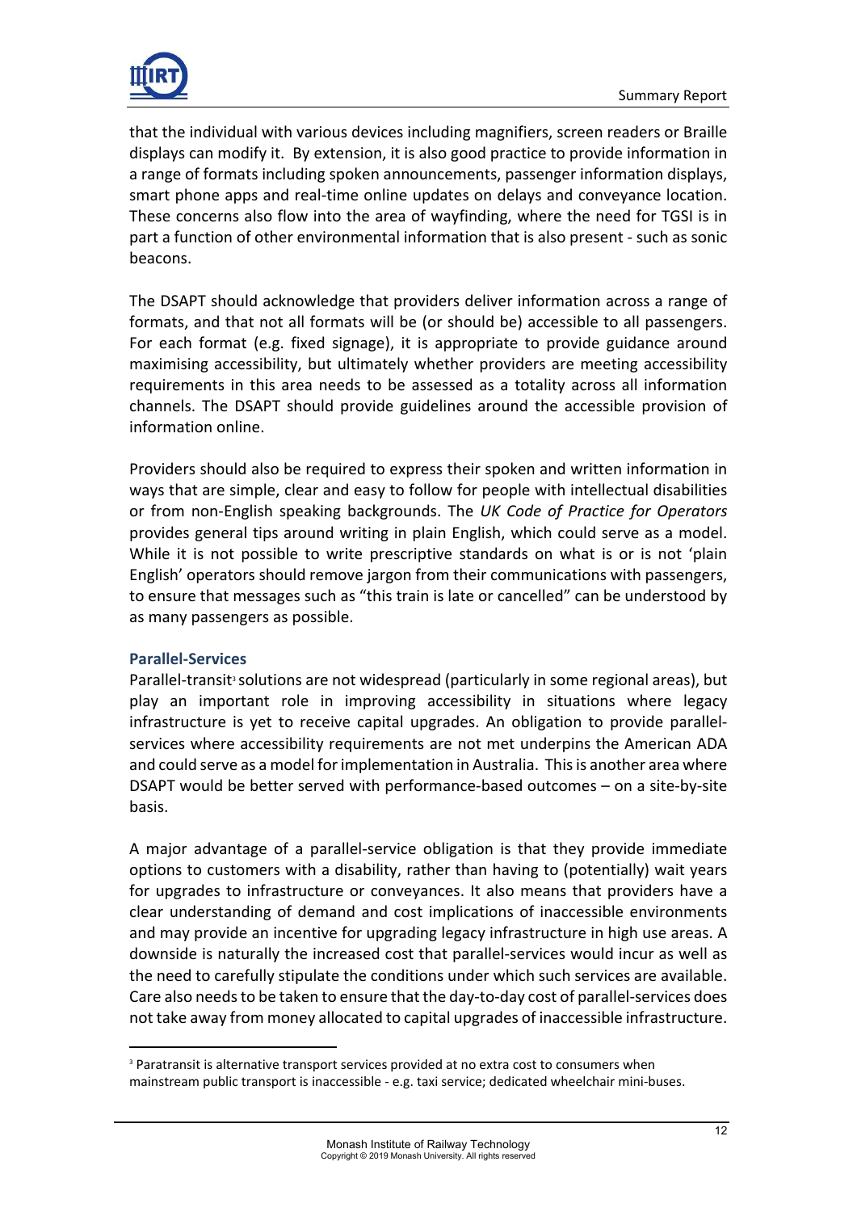that the individual with various devices including magnifiers, screen readers or Braille displays can modify it. By extension, it is also good practice to provide information in a range of formats including spoken announcements, passenger information displays, smart phone apps and real-time online updates on delays and conveyance location. These concerns also flow into the area of wayfinding, where the need for TGSI is in part a function of other environmental information that is also present - such as sonic beacons.

The DSAPT should acknowledge that providers deliver information across a range of formats, and that not all formats will be (or should be) accessible to all passengers. For each format (e.g. fixed signage), it is appropriate to provide guidance around maximising accessibility, but ultimately whether providers are meeting accessibility requirements in this area needs to be assessed as a totality across all information channels. The DSAPT should provide guidelines around the accessible provision of information online.

Providers should also be required to express their spoken and written information in ways that are simple, clear and easy to follow for people with intellectual disabilities or from non-English speaking backgrounds. The *UK Code of Practice for Operators* provides general tips around writing in plain English, which could serve as a model. While it is not possible to write prescriptive standards on what is or is not 'plain English' operators should remove jargon from their communications with passengers, to ensure that messages such as "this train is late or cancelled" can be understood by as many passengers as possible.

### Parallel-Services

Parallel-transit[3] solutions are not widespread (particularly in some regional areas), but play an important role in improving accessibility in situations where legacy infrastructure is yet to receive capital upgrades. An obligation to provide parallel-services where accessibility requirements are not met underpins the American ADA and could serve as a model for implementation in Australia. This is another area where DSAPT would be better served with performance-based outcomes – on a site-by-site basis.

A major advantage of a parallel-service obligation is that they provide immediate options to customers with a disability, rather than having to (potentially) wait years for upgrades to infrastructure or conveyances. It also means that providers have a clear understanding of demand and cost implications of inaccessible environments and may provide an incentive for upgrading legacy infrastructure in high use areas. A downside is naturally the increased cost that parallel-services would incur as well as the need to carefully stipulate the conditions under which such services are available. Care also needs to be taken to ensure that the day-to-day cost of parallel-services does not take away from money allocated to capital upgrades of inaccessible infrastructure.

[3] Paratransit is alternative transport services provided at no extra cost to consumers when mainstream public transport is inaccessible - e.g. taxi service; dedicated wheelchair mini-buses.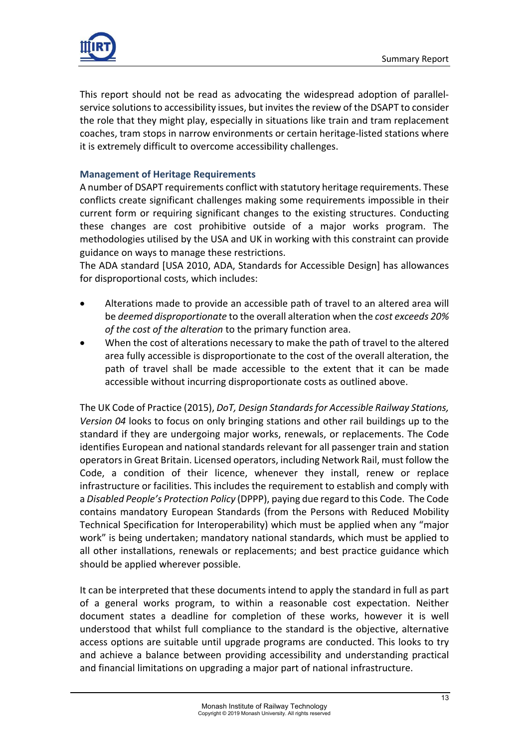This report should not be read as advocating the widespread adoption of parallel-service solutions to accessibility issues, but invites the review of the DSAPT to consider the role that they might play, especially in situations like train and tram replacement coaches, tram stops in narrow environments or certain heritage-listed stations where it is extremely difficult to overcome accessibility challenges.

### Management of Heritage Requirements

A number of DSAPT requirements conflict with statutory heritage requirements. These conflicts create significant challenges making some requirements impossible in their current form or requiring significant changes to the existing structures. Conducting these changes are cost prohibitive outside of a major works program. The methodologies utilised by the USA and UK in working with this constraint can provide guidance on ways to manage these restrictions.

The ADA standard [USA 2010, ADA, Standards for Accessible Design] has allowances for disproportional costs, which includes:

- Alterations made to provide an accessible path of travel to an altered area will be *deemed disproportionate* to the overall alteration when the *cost exceeds 20% of the cost of the alteration* to the primary function area.
- When the cost of alterations necessary to make the path of travel to the altered area fully accessible is disproportionate to the cost of the overall alteration, the path of travel shall be made accessible to the extent that it can be made accessible without incurring disproportionate costs as outlined above.

The UK Code of Practice (2015), *DoT, Design Standards for Accessible Railway Stations, Version 04* looks to focus on only bringing stations and other rail buildings up to the standard if they are undergoing major works, renewals, or replacements. The Code identifies European and national standards relevant for all passenger train and station operators in Great Britain. Licensed operators, including Network Rail, must follow the Code, a condition of their licence, whenever they install, renew or replace infrastructure or facilities. This includes the requirement to establish and comply with a *Disabled People's Protection Policy* (DPPP), paying due regard to this Code. The Code contains mandatory European Standards (from the Persons with Reduced Mobility Technical Specification for Interoperability) which must be applied when any "major work" is being undertaken; mandatory national standards, which must be applied to all other installations, renewals or replacements; and best practice guidance which should be applied wherever possible.

It can be interpreted that these documents intend to apply the standard in full as part of a general works program, to within a reasonable cost expectation. Neither document states a deadline for completion of these works, however it is well understood that whilst full compliance to the standard is the objective, alternative access options are suitable until upgrade programs are conducted. This looks to try and achieve a balance between providing accessibility and understanding practical and financial limitations on upgrading a major part of national infrastructure.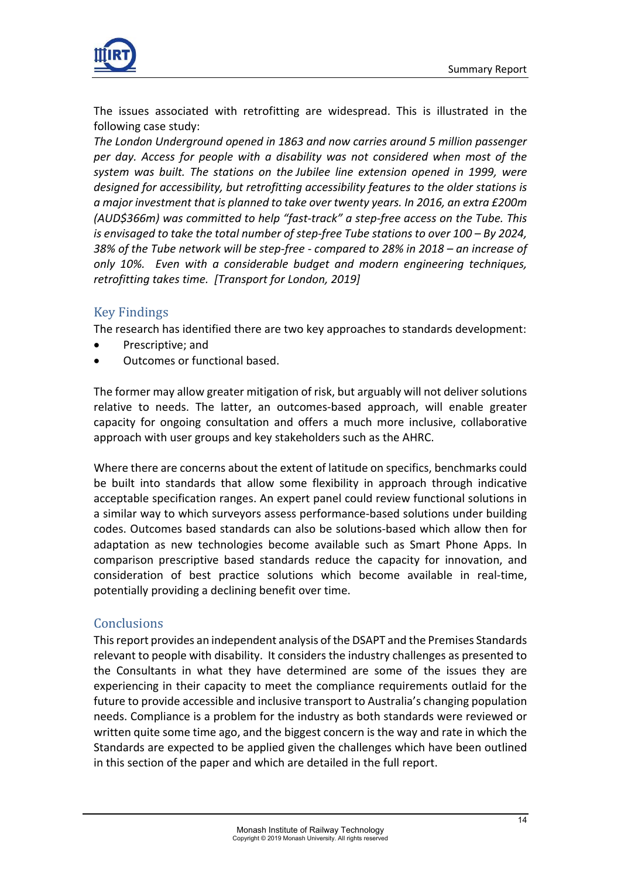The issues associated with retrofitting are widespread. This is illustrated in the following case study:

*The London Underground opened in 1863 and now carries around 5 million passenger per day. Access for people with a disability was not considered when most of the system was built. The stations on the Jubilee line extension opened in 1999, were designed for accessibility, but retrofitting accessibility features to the older stations is a major investment that is planned to take over twenty years. In 2016, an extra £200m (AUD$366m) was committed to help "fast-track" a step-free access on the Tube. This is envisaged to take the total number of step-free Tube stations to over 100 – By 2024, 38% of the Tube network will be step-free - compared to 28% in 2018 – an increase of only 10%. Even with a considerable budget and modern engineering techniques, retrofitting takes time. [Transport for London, 2019]*

## Key Findings

The research has identified there are two key approaches to standards development:

- Prescriptive; and
- Outcomes or functional based.

The former may allow greater mitigation of risk, but arguably will not deliver solutions relative to needs. The latter, an outcomes-based approach, will enable greater capacity for ongoing consultation and offers a much more inclusive, collaborative approach with user groups and key stakeholders such as the AHRC.

Where there are concerns about the extent of latitude on specifics, benchmarks could be built into standards that allow some flexibility in approach through indicative acceptable specification ranges. An expert panel could review functional solutions in a similar way to which surveyors assess performance-based solutions under building codes. Outcomes based standards can also be solutions-based which allow then for adaptation as new technologies become available such as Smart Phone Apps. In comparison prescriptive based standards reduce the capacity for innovation, and consideration of best practice solutions which become available in real-time, potentially providing a declining benefit over time.

## Conclusions

This report provides an independent analysis of the DSAPT and the Premises Standards relevant to people with disability. It considers the industry challenges as presented to the Consultants in what they have determined are some of the issues they are experiencing in their capacity to meet the compliance requirements outlaid for the future to provide accessible and inclusive transport to Australia's changing population needs. Compliance is a problem for the industry as both standards were reviewed or written quite some time ago, and the biggest concern is the way and rate in which the Standards are expected to be applied given the challenges which have been outlined in this section of the paper and which are detailed in the full report.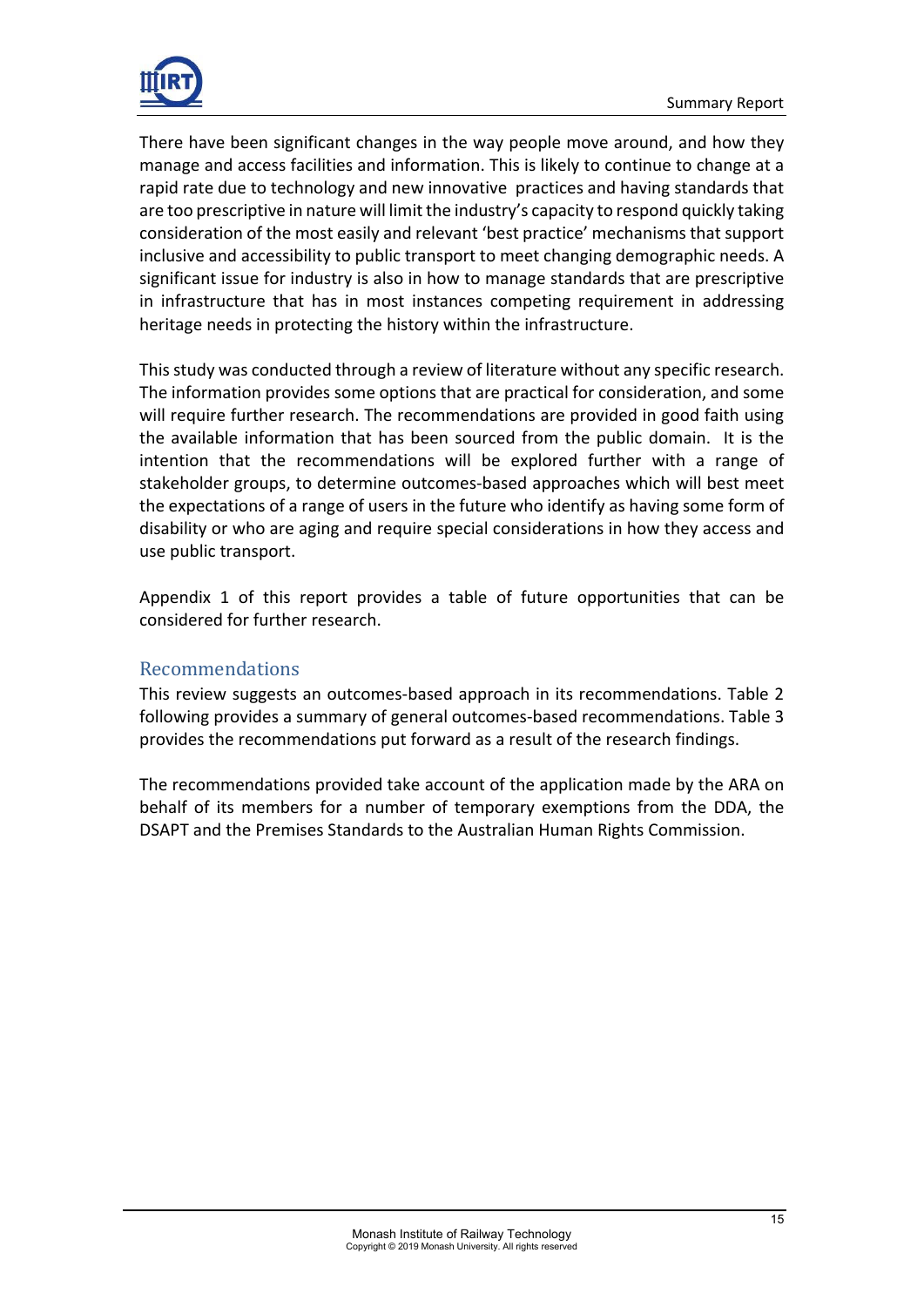There have been significant changes in the way people move around, and how they manage and access facilities and information. This is likely to continue to change at a rapid rate due to technology and new innovative practices and having standards that are too prescriptive in nature will limit the industry's capacity to respond quickly taking consideration of the most easily and relevant 'best practice' mechanisms that support inclusive and accessibility to public transport to meet changing demographic needs. A significant issue for industry is also in how to manage standards that are prescriptive in infrastructure that has in most instances competing requirement in addressing heritage needs in protecting the history within the infrastructure.

This study was conducted through a review of literature without any specific research. The information provides some options that are practical for consideration, and some will require further research. The recommendations are provided in good faith using the available information that has been sourced from the public domain. It is the intention that the recommendations will be explored further with a range of stakeholder groups, to determine outcomes-based approaches which will best meet the expectations of a range of users in the future who identify as having some form of disability or who are aging and require special considerations in how they access and use public transport.

Appendix 1 of this report provides a table of future opportunities that can be considered for further research.

## Recommendations

This review suggests an outcomes-based approach in its recommendations. Table 2 following provides a summary of general outcomes-based recommendations. Table 3 provides the recommendations put forward as a result of the research findings.

The recommendations provided take account of the application made by the ARA on behalf of its members for a number of temporary exemptions from the DDA, the DSAPT and the Premises Standards to the Australian Human Rights Commission.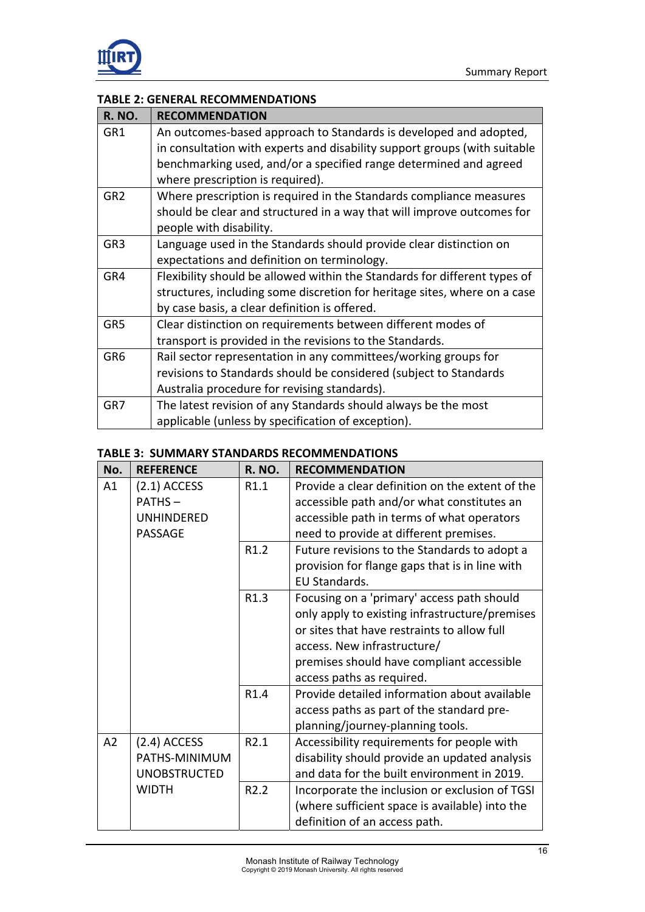**TABLE 2: GENERAL RECOMMENDATIONS**

| R. NO. | RECOMMENDATION |
|---|---|
| GR1 | An outcomes-based approach to Standards is developed and adopted, in consultation with experts and disability support groups (with suitable benchmarking used, and/or a specified range determined and agreed where prescription is required). |
| GR2 | Where prescription is required in the Standards compliance measures should be clear and structured in a way that will improve outcomes for people with disability. |
| GR3 | Language used in the Standards should provide clear distinction on expectations and definition on terminology. |
| GR4 | Flexibility should be allowed within the Standards for different types of structures, including some discretion for heritage sites, where on a case by case basis, a clear definition is offered. |
| GR5 | Clear distinction on requirements between different modes of transport is provided in the revisions to the Standards. |
| GR6 | Rail sector representation in any committees/working groups for revisions to Standards should be considered (subject to Standards Australia procedure for revising standards). |
| GR7 | The latest revision of any Standards should always be the most applicable (unless by specification of exception). |

**TABLE 3: SUMMARY STANDARDS RECOMMENDATIONS**

| No. | REFERENCE | R. NO. | RECOMMENDATION |
|---|---|---|---|
| A1 | (2.1) ACCESS PATHS – UNHINDERED PASSAGE | R1.1 | Provide a clear definition on the extent of the accessible path and/or what constitutes an accessible path in terms of what operators need to provide at different premises. |
| | | R1.2 | Future revisions to the Standards to adopt a provision for flange gaps that is in line with EU Standards. |
| | | R1.3 | Focusing on a 'primary' access path should only apply to existing infrastructure/premises or sites that have restraints to allow full access. New infrastructure/ premises should have compliant accessible access paths as required. |
| | | R1.4 | Provide detailed information about available access paths as part of the standard pre-planning/journey-planning tools. |
| A2 | (2.4) ACCESS PATHS-MINIMUM UNOBSTRUCTED WIDTH | R2.1 | Accessibility requirements for people with disability should provide an updated analysis and data for the built environment in 2019. |
| | | R2.2 | Incorporate the inclusion or exclusion of TGSI (where sufficient space is available) into the definition of an access path. |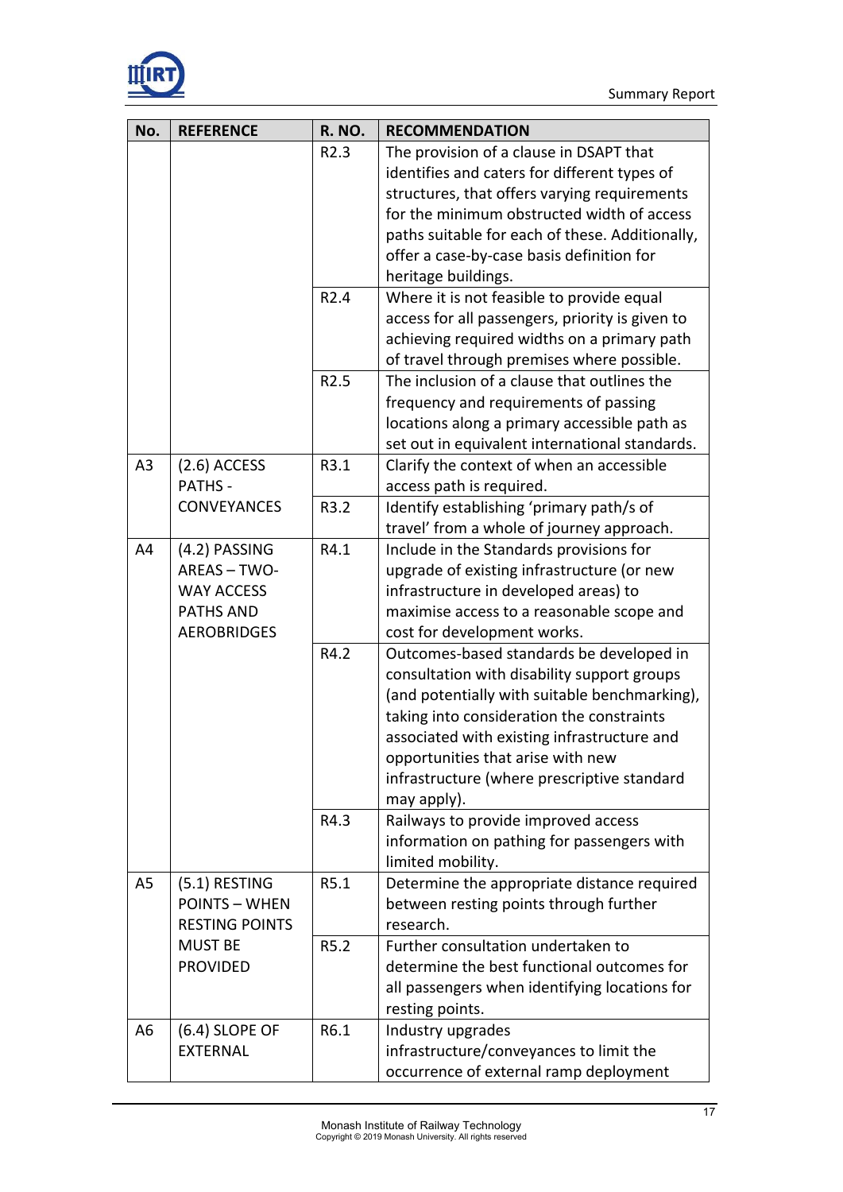| No. | REFERENCE | R. NO. | RECOMMENDATION |
|---|---|---|---|
| | | R2.3 | The provision of a clause in DSAPT that identifies and caters for different types of structures, that offers varying requirements for the minimum obstructed width of access paths suitable for each of these. Additionally, offer a case-by-case basis definition for heritage buildings. |
| | | R2.4 | Where it is not feasible to provide equal access for all passengers, priority is given to achieving required widths on a primary path of travel through premises where possible. |
| | | R2.5 | The inclusion of a clause that outlines the frequency and requirements of passing locations along a primary accessible path as set out in equivalent international standards. |
| A3 | (2.6) ACCESS PATHS - CONVEYANCES | R3.1 | Clarify the context of when an accessible access path is required. |
| | | R3.2 | Identify establishing 'primary path/s of travel' from a whole of journey approach. |
| A4 | (4.2) PASSING AREAS – TWO-WAY ACCESS PATHS AND AEROBRIDGES | R4.1 | Include in the Standards provisions for upgrade of existing infrastructure (or new infrastructure in developed areas) to maximise access to a reasonable scope and cost for development works. |
| | | R4.2 | Outcomes-based standards be developed in consultation with disability support groups (and potentially with suitable benchmarking), taking into consideration the constraints associated with existing infrastructure and opportunities that arise with new infrastructure (where prescriptive standard may apply). |
| | | R4.3 | Railways to provide improved access information on pathing for passengers with limited mobility. |
| A5 | (5.1) RESTING POINTS – WHEN RESTING POINTS MUST BE PROVIDED | R5.1 | Determine the appropriate distance required between resting points through further research. |
| | | R5.2 | Further consultation undertaken to determine the best functional outcomes for all passengers when identifying locations for resting points. |
| A6 | (6.4) SLOPE OF EXTERNAL | R6.1 | Industry upgrades infrastructure/conveyances to limit the occurrence of external ramp deployment |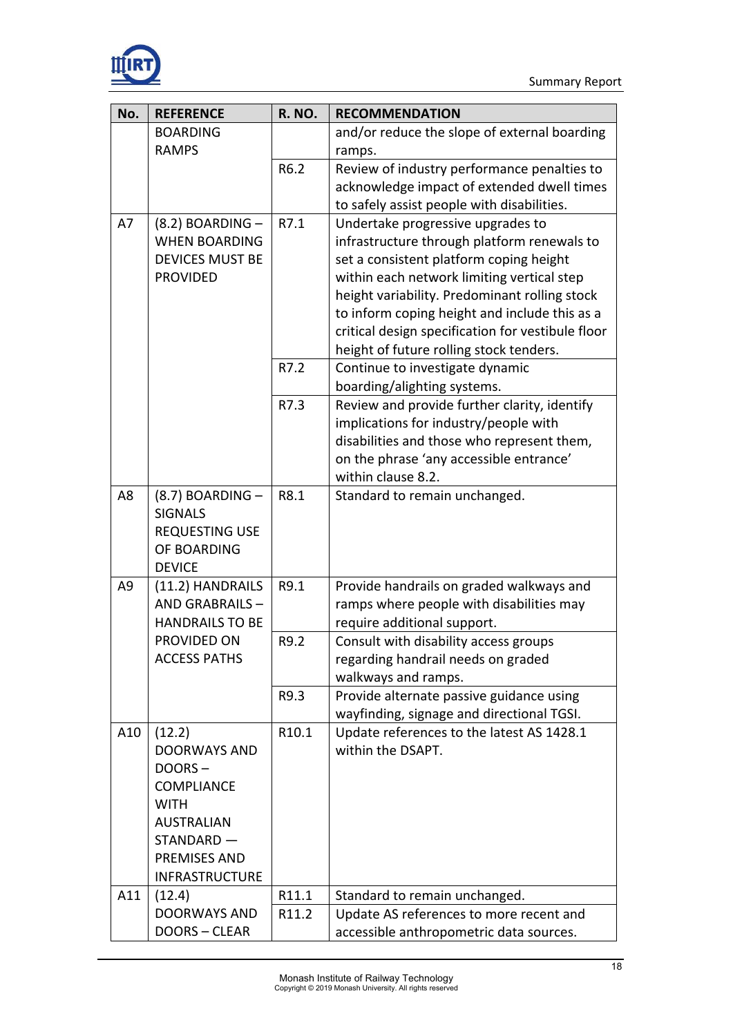| No. | REFERENCE | R. NO. | RECOMMENDATION |
|---|---|---|---|
| | BOARDING RAMPS | | and/or reduce the slope of external boarding ramps. |
| | | R6.2 | Review of industry performance penalties to acknowledge impact of extended dwell times to safely assist people with disabilities. |
| A7 | (8.2) BOARDING – WHEN BOARDING DEVICES MUST BE PROVIDED | R7.1 | Undertake progressive upgrades to infrastructure through platform renewals to set a consistent platform coping height within each network limiting vertical step height variability. Predominant rolling stock to inform coping height and include this as a critical design specification for vestibule floor height of future rolling stock tenders. |
| | | R7.2 | Continue to investigate dynamic boarding/alighting systems. |
| | | R7.3 | Review and provide further clarity, identify implications for industry/people with disabilities and those who represent them, on the phrase 'any accessible entrance' within clause 8.2. |
| A8 | (8.7) BOARDING – SIGNALS REQUESTING USE OF BOARDING DEVICE | R8.1 | Standard to remain unchanged. |
| A9 | (11.2) HANDRAILS AND GRABRAILS – HANDRAILS TO BE PROVIDED ON ACCESS PATHS | R9.1 | Provide handrails on graded walkways and ramps where people with disabilities may require additional support. |
| | | R9.2 | Consult with disability access groups regarding handrail needs on graded walkways and ramps. |
| | | R9.3 | Provide alternate passive guidance using wayfinding, signage and directional TGSI. |
| A10 | (12.2) DOORWAYS AND DOORS – COMPLIANCE WITH AUSTRALIAN STANDARD — PREMISES AND INFRASTRUCTURE | R10.1 | Update references to the latest AS 1428.1 within the DSAPT. |
| A11 | (12.4) DOORWAYS AND DOORS – CLEAR | R11.1 | Standard to remain unchanged. |
| | | R11.2 | Update AS references to more recent and accessible anthropometric data sources. |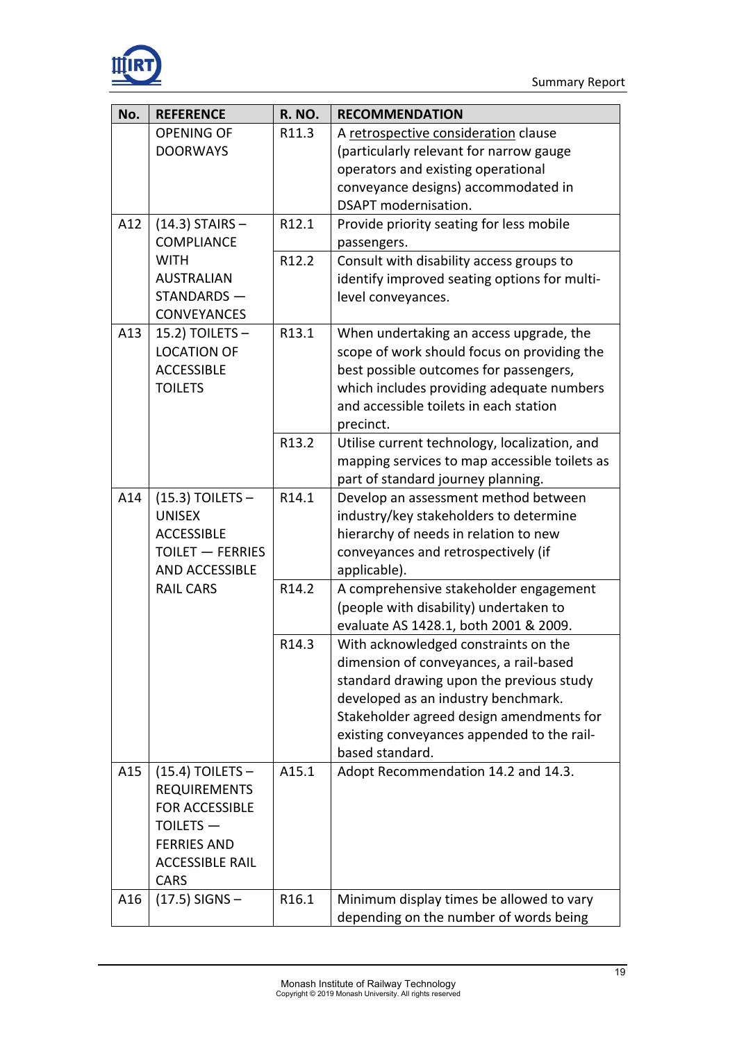| No. | REFERENCE | R. NO. | RECOMMENDATION |
|---|---|---|---|
| | OPENING OF DOORWAYS | R11.3 | A retrospective consideration clause (particularly relevant for narrow gauge operators and existing operational conveyance designs) accommodated in DSAPT modernisation. |
| A12 | (14.3) STAIRS – COMPLIANCE WITH AUSTRALIAN STANDARDS — CONVEYANCES | R12.1 | Provide priority seating for less mobile passengers. |
| | | R12.2 | Consult with disability access groups to identify improved seating options for multi-level conveyances. |
| A13 | 15.2) TOILETS – LOCATION OF ACCESSIBLE TOILETS | R13.1 | When undertaking an access upgrade, the scope of work should focus on providing the best possible outcomes for passengers, which includes providing adequate numbers and accessible toilets in each station precinct. |
| | | R13.2 | Utilise current technology, localization, and mapping services to map accessible toilets as part of standard journey planning. |
| A14 | (15.3) TOILETS – UNISEX ACCESSIBLE TOILET — FERRIES AND ACCESSIBLE RAIL CARS | R14.1 | Develop an assessment method between industry/key stakeholders to determine hierarchy of needs in relation to new conveyances and retrospectively (if applicable). |
| | | R14.2 | A comprehensive stakeholder engagement (people with disability) undertaken to evaluate AS 1428.1, both 2001 & 2009. |
| | | R14.3 | With acknowledged constraints on the dimension of conveyances, a rail-based standard drawing upon the previous study developed as an industry benchmark. Stakeholder agreed design amendments for existing conveyances appended to the rail-based standard. |
| A15 | (15.4) TOILETS – REQUIREMENTS FOR ACCESSIBLE TOILETS — FERRIES AND ACCESSIBLE RAIL CARS | A15.1 | Adopt Recommendation 14.2 and 14.3. |
| A16 | (17.5) SIGNS – | R16.1 | Minimum display times be allowed to vary depending on the number of words being |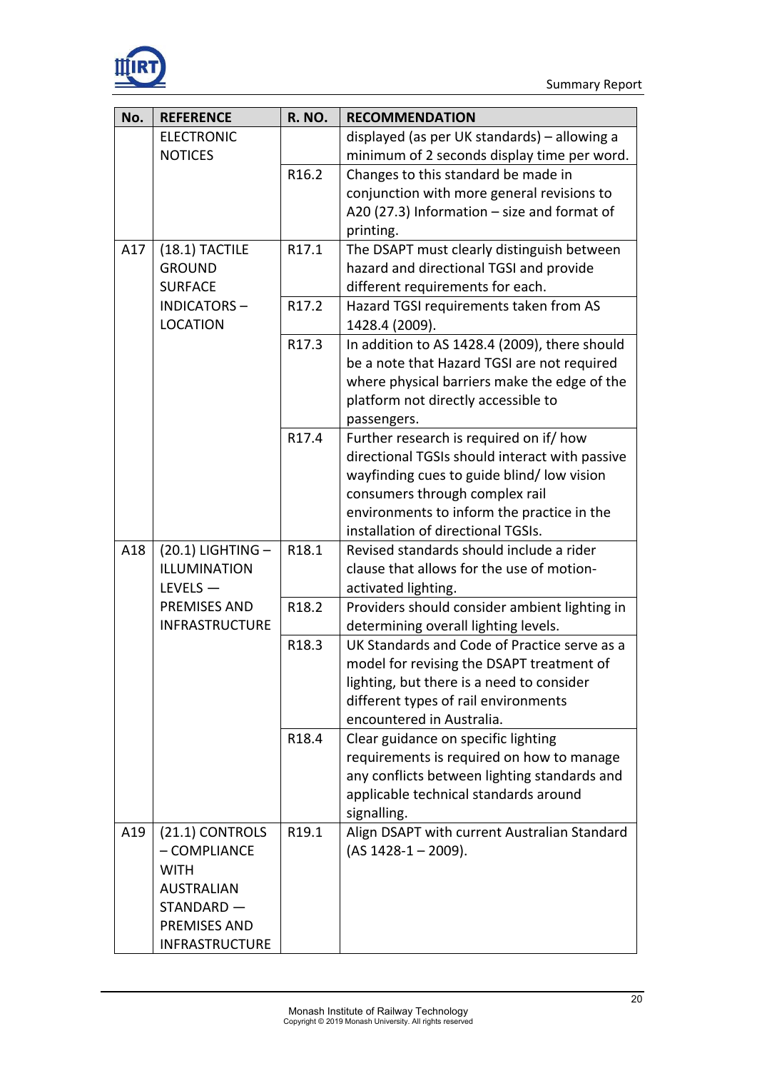| No. | REFERENCE | R. NO. | RECOMMENDATION |
|---|---|---|---|
| | ELECTRONIC NOTICES | | displayed (as per UK standards) – allowing a minimum of 2 seconds display time per word. |
| | | R16.2 | Changes to this standard be made in conjunction with more general revisions to A20 (27.3) Information – size and format of printing. |
| A17 | (18.1) TACTILE GROUND SURFACE INDICATORS – LOCATION | R17.1 | The DSAPT must clearly distinguish between hazard and directional TGSI and provide different requirements for each. |
| | | R17.2 | Hazard TGSI requirements taken from AS 1428.4 (2009). |
| | | R17.3 | In addition to AS 1428.4 (2009), there should be a note that Hazard TGSI are not required where physical barriers make the edge of the platform not directly accessible to passengers. |
| | | R17.4 | Further research is required on if/ how directional TGSIs should interact with passive wayfinding cues to guide blind/ low vision consumers through complex rail environments to inform the practice in the installation of directional TGSIs. |
| A18 | (20.1) LIGHTING – ILLUMINATION LEVELS — PREMISES AND INFRASTRUCTURE | R18.1 | Revised standards should include a rider clause that allows for the use of motion-activated lighting. |
| | | R18.2 | Providers should consider ambient lighting in determining overall lighting levels. |
| | | R18.3 | UK Standards and Code of Practice serve as a model for revising the DSAPT treatment of lighting, but there is a need to consider different types of rail environments encountered in Australia. |
| | | R18.4 | Clear guidance on specific lighting requirements is required on how to manage any conflicts between lighting standards and applicable technical standards around signalling. |
| A19 | (21.1) CONTROLS – COMPLIANCE WITH AUSTRALIAN STANDARD — PREMISES AND INFRASTRUCTURE | R19.1 | Align DSAPT with current Australian Standard (AS 1428-1 – 2009). |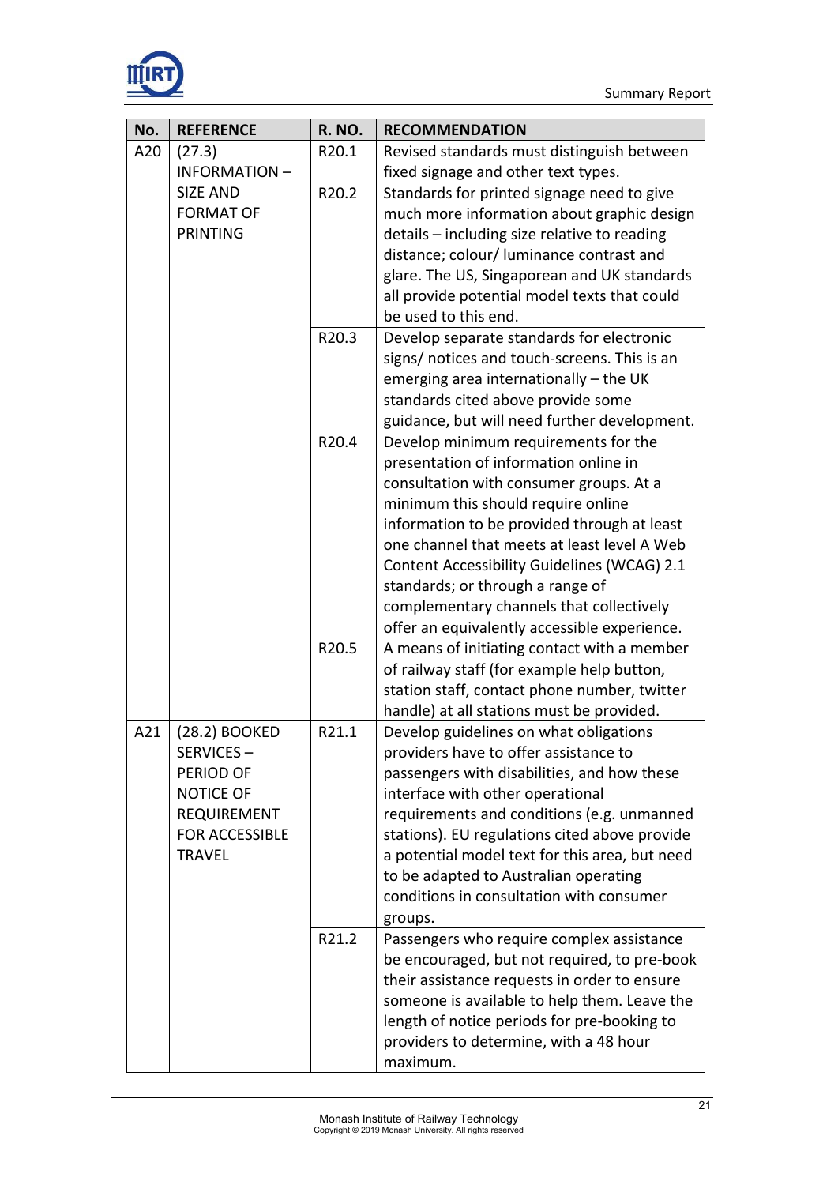| No. | REFERENCE | R. NO. | RECOMMENDATION |
|---|---|---|---|
| A20 | (27.3) INFORMATION – SIZE AND FORMAT OF PRINTING | R20.1 | Revised standards must distinguish between fixed signage and other text types. |
| | | R20.2 | Standards for printed signage need to give much more information about graphic design details – including size relative to reading distance; colour/ luminance contrast and glare. The US, Singaporean and UK standards all provide potential model texts that could be used to this end. |
| | | R20.3 | Develop separate standards for electronic signs/ notices and touch-screens. This is an emerging area internationally – the UK standards cited above provide some guidance, but will need further development. |
| | | R20.4 | Develop minimum requirements for the presentation of information online in consultation with consumer groups. At a minimum this should require online information to be provided through at least one channel that meets at least level A Web Content Accessibility Guidelines (WCAG) 2.1 standards; or through a range of complementary channels that collectively offer an equivalently accessible experience. |
| | | R20.5 | A means of initiating contact with a member of railway staff (for example help button, station staff, contact phone number, twitter handle) at all stations must be provided. |
| A21 | (28.2) BOOKED SERVICES – PERIOD OF NOTICE OF REQUIREMENT FOR ACCESSIBLE TRAVEL | R21.1 | Develop guidelines on what obligations providers have to offer assistance to passengers with disabilities, and how these interface with other operational requirements and conditions (e.g. unmanned stations). EU regulations cited above provide a potential model text for this area, but need to be adapted to Australian operating conditions in consultation with consumer groups. |
| | | R21.2 | Passengers who require complex assistance be encouraged, but not required, to pre-book their assistance requests in order to ensure someone is available to help them. Leave the length of notice periods for pre-booking to providers to determine, with a 48 hour maximum. |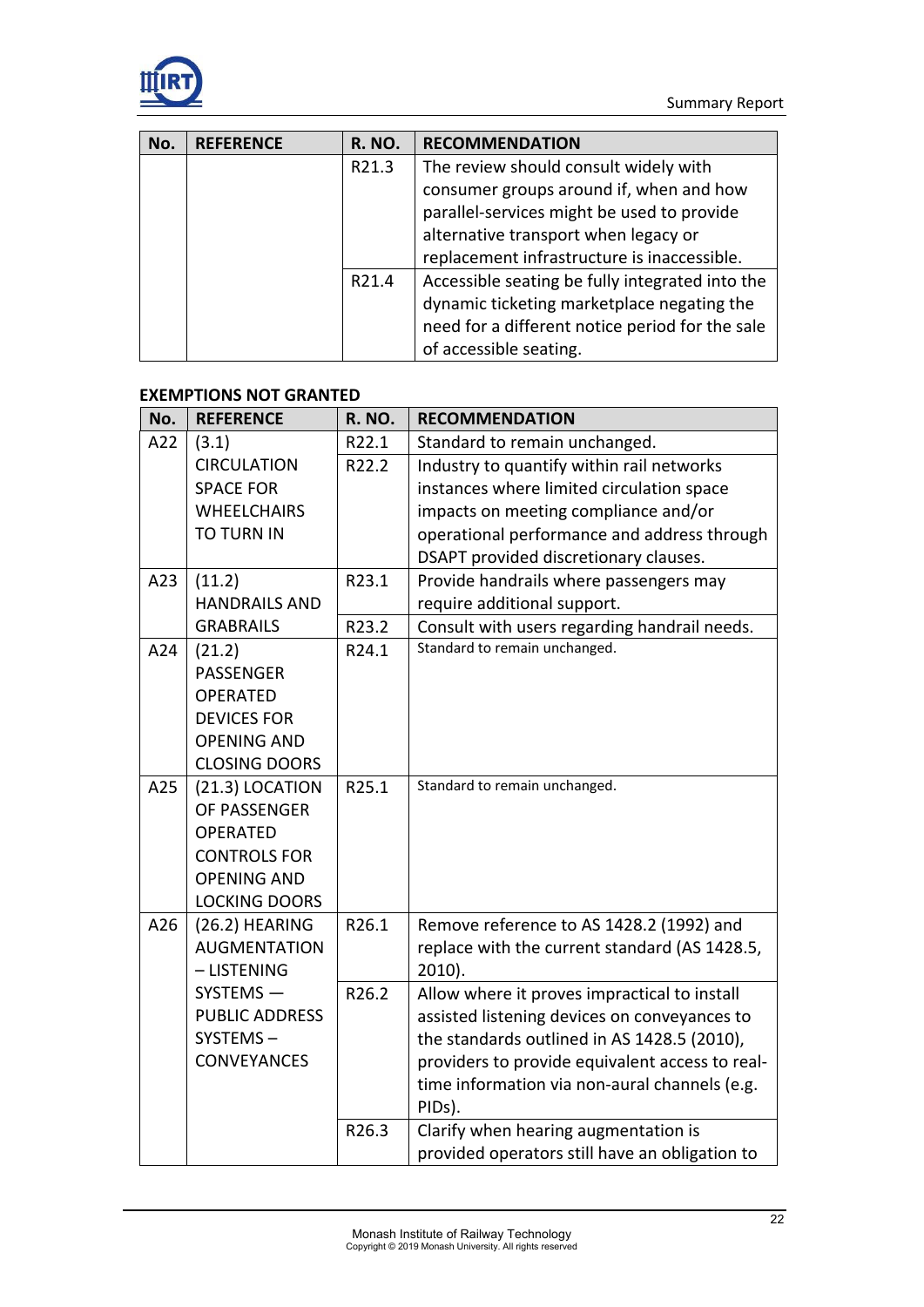| No. | REFERENCE | R. NO. | RECOMMENDATION |
|---|---|---|---|
| | | R21.3 | The review should consult widely with consumer groups around if, when and how parallel-services might be used to provide alternative transport when legacy or replacement infrastructure is inaccessible. |
| | | R21.4 | Accessible seating be fully integrated into the dynamic ticketing marketplace negating the need for a different notice period for the sale of accessible seating. |

**EXEMPTIONS NOT GRANTED**

| No. | REFERENCE | R. NO. | RECOMMENDATION |
|---|---|---|---|
| A22 | (3.1) CIRCULATION SPACE FOR WHEELCHAIRS TO TURN IN | R22.1 | Standard to remain unchanged. |
| | | R22.2 | Industry to quantify within rail networks instances where limited circulation space impacts on meeting compliance and/or operational performance and address through DSAPT provided discretionary clauses. |
| A23 | (11.2) HANDRAILS AND GRABRAILS | R23.1 | Provide handrails where passengers may require additional support. |
| | | R23.2 | Consult with users regarding handrail needs. |
| A24 | (21.2) PASSENGER OPERATED DEVICES FOR OPENING AND CLOSING DOORS | R24.1 | Standard to remain unchanged. |
| A25 | (21.3) LOCATION OF PASSENGER OPERATED CONTROLS FOR OPENING AND LOCKING DOORS | R25.1 | Standard to remain unchanged. |
| A26 | (26.2) HEARING AUGMENTATION – LISTENING SYSTEMS — PUBLIC ADDRESS SYSTEMS – CONVEYANCES | R26.1 | Remove reference to AS 1428.2 (1992) and replace with the current standard (AS 1428.5, 2010). |
| | | R26.2 | Allow where it proves impractical to install assisted listening devices on conveyances to the standards outlined in AS 1428.5 (2010), providers to provide equivalent access to real-time information via non-aural channels (e.g. PIDs). |
| | | R26.3 | Clarify when hearing augmentation is provided operators still have an obligation to |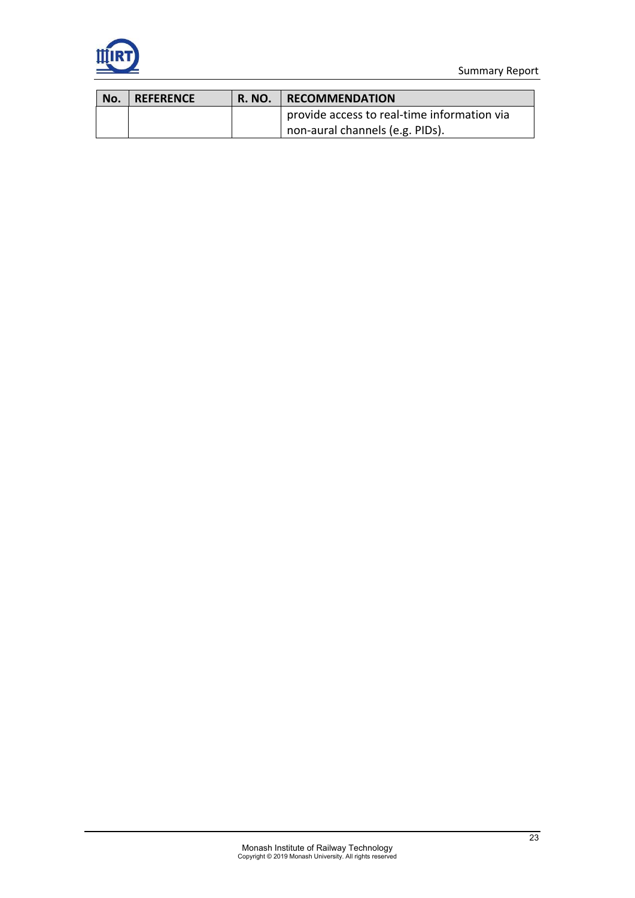| No. | REFERENCE | R. NO. | RECOMMENDATION |
| --- | --- | --- | --- |
| | | | provide access to real-time information via non-aural channels (e.g. PIDs). |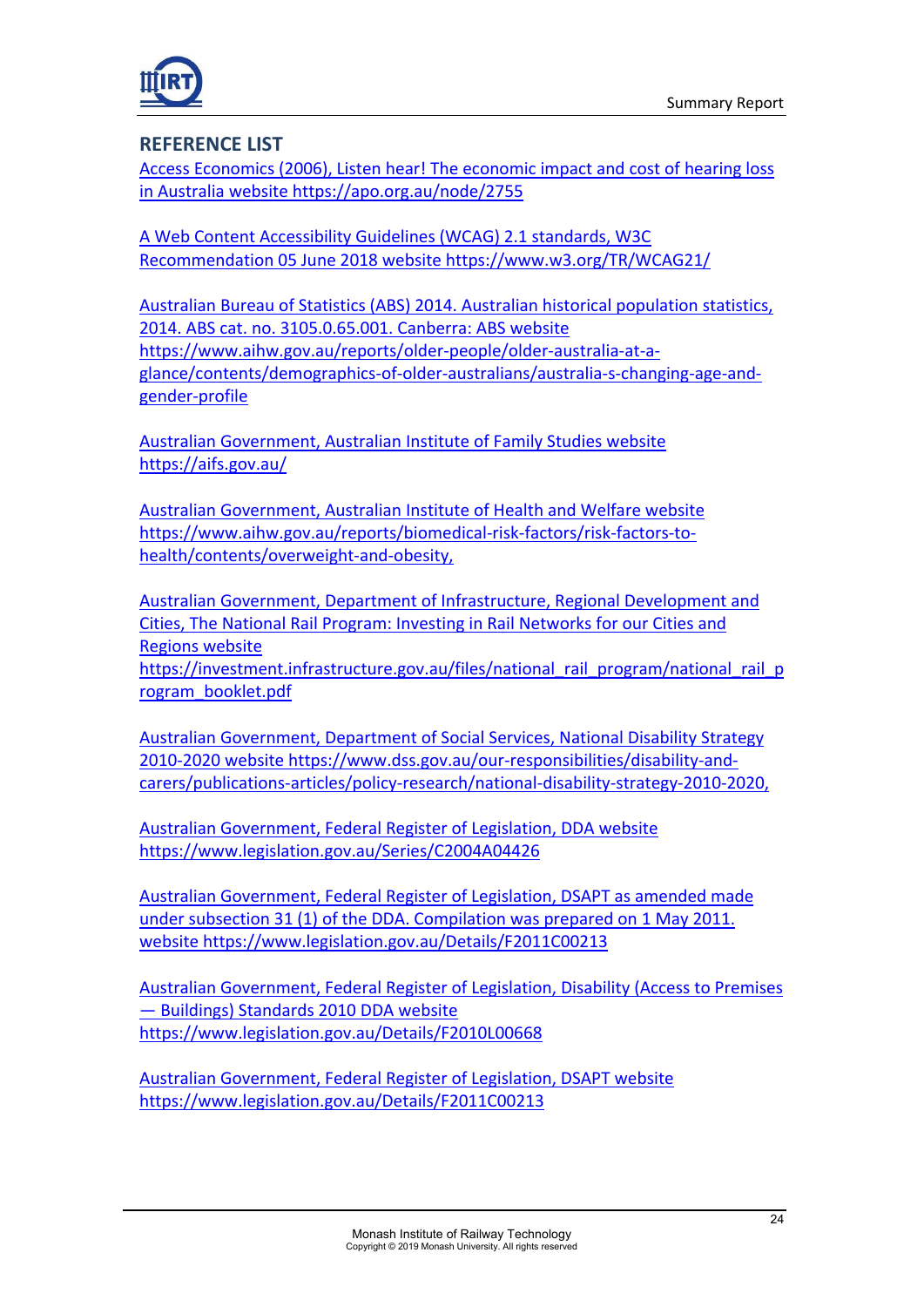## REFERENCE LIST

Access Economics (2006), Listen hear! The economic impact and cost of hearing loss in Australia website https://apo.org.au/node/2755

A Web Content Accessibility Guidelines (WCAG) 2.1 standards, W3C Recommendation 05 June 2018 website https://www.w3.org/TR/WCAG21/

Australian Bureau of Statistics (ABS) 2014. Australian historical population statistics, 2014. ABS cat. no. 3105.0.65.001. Canberra: ABS website https://www.aihw.gov.au/reports/older-people/older-australia-at-a-glance/contents/demographics-of-older-australians/australia-s-changing-age-and-gender-profile

Australian Government, Australian Institute of Family Studies website https://aifs.gov.au/

Australian Government, Australian Institute of Health and Welfare website https://www.aihw.gov.au/reports/biomedical-risk-factors/risk-factors-to-health/contents/overweight-and-obesity,

Australian Government, Department of Infrastructure, Regional Development and Cities, The National Rail Program: Investing in Rail Networks for our Cities and Regions website https://investment.infrastructure.gov.au/files/national_rail_program/national_rail_program_booklet.pdf

Australian Government, Department of Social Services, National Disability Strategy 2010-2020 website https://www.dss.gov.au/our-responsibilities/disability-and-carers/publications-articles/policy-research/national-disability-strategy-2010-2020,

Australian Government, Federal Register of Legislation, DDA website https://www.legislation.gov.au/Series/C2004A04426

Australian Government, Federal Register of Legislation, DSAPT as amended made under subsection 31 (1) of the DDA. Compilation was prepared on 1 May 2011. website https://www.legislation.gov.au/Details/F2011C00213

Australian Government, Federal Register of Legislation, Disability (Access to Premises — Buildings) Standards 2010 DDA website https://www.legislation.gov.au/Details/F2010L00668

Australian Government, Federal Register of Legislation, DSAPT website https://www.legislation.gov.au/Details/F2011C00213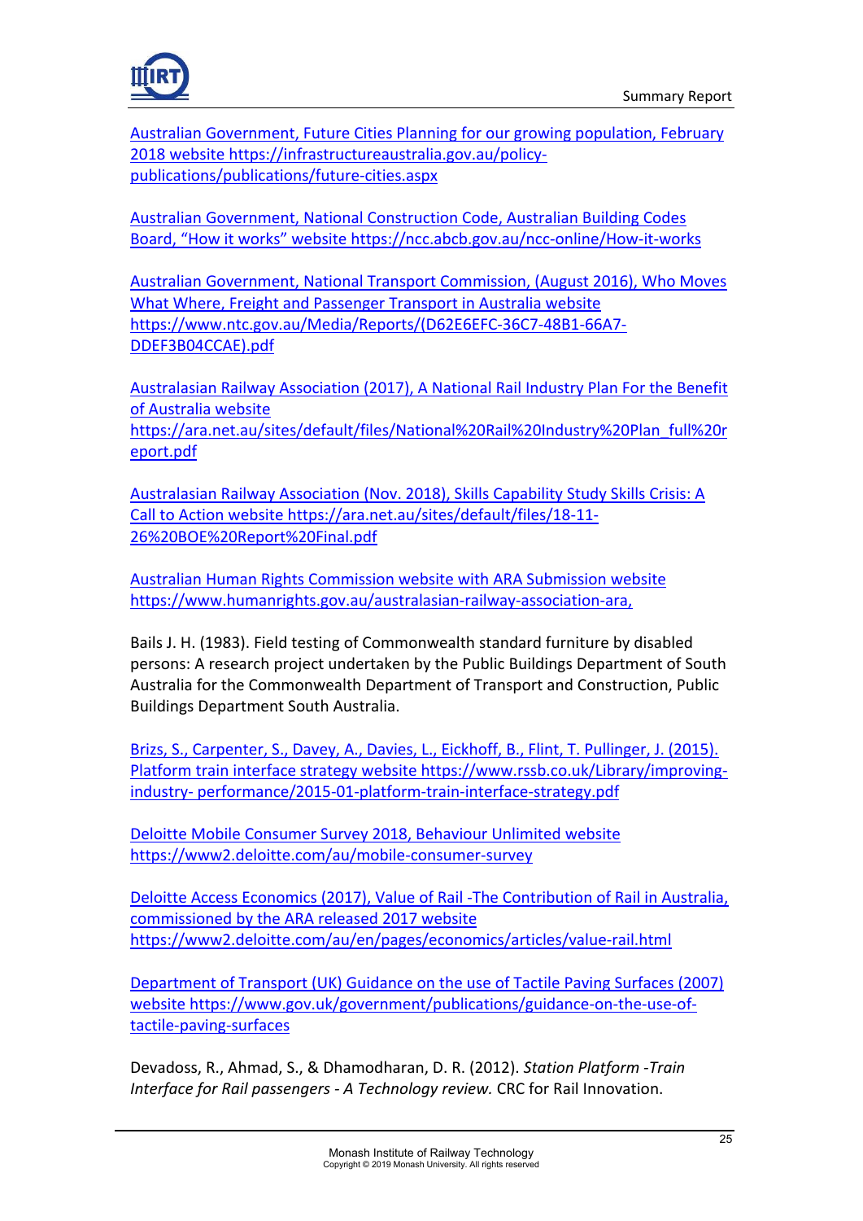Australian Government, Future Cities Planning for our growing population, February 2018 website https://infrastructureaustralia.gov.au/policy-publications/publications/future-cities.aspx

Australian Government, National Construction Code, Australian Building Codes Board, "How it works" website https://ncc.abcb.gov.au/ncc-online/How-it-works

Australian Government, National Transport Commission, (August 2016), Who Moves What Where, Freight and Passenger Transport in Australia website https://www.ntc.gov.au/Media/Reports/(D62E6EFC-36C7-48B1-66A7-DDEF3B04CCAE).pdf

Australasian Railway Association (2017), A National Rail Industry Plan For the Benefit of Australia website https://ara.net.au/sites/default/files/National%20Rail%20Industry%20Plan_full%20report.pdf

Australasian Railway Association (Nov. 2018), Skills Capability Study Skills Crisis: A Call to Action website https://ara.net.au/sites/default/files/18-11-26%20BOE%20Report%20Final.pdf

Australian Human Rights Commission website with ARA Submission website https://www.humanrights.gov.au/australasian-railway-association-ara,

Bails J. H. (1983). Field testing of Commonwealth standard furniture by disabled persons: A research project undertaken by the Public Buildings Department of South Australia for the Commonwealth Department of Transport and Construction, Public Buildings Department South Australia.

Brizs, S., Carpenter, S., Davey, A., Davies, L., Eickhoff, B., Flint, T. Pullinger, J. (2015). Platform train interface strategy website https://www.rssb.co.uk/Library/improving-industry- performance/2015-01-platform-train-interface-strategy.pdf

Deloitte Mobile Consumer Survey 2018, Behaviour Unlimited website https://www2.deloitte.com/au/mobile-consumer-survey

Deloitte Access Economics (2017), Value of Rail -The Contribution of Rail in Australia, commissioned by the ARA released 2017 website https://www2.deloitte.com/au/en/pages/economics/articles/value-rail.html

Department of Transport (UK) Guidance on the use of Tactile Paving Surfaces (2007) website https://www.gov.uk/government/publications/guidance-on-the-use-of-tactile-paving-surfaces

Devadoss, R., Ahmad, S., & Dhamodharan, D. R. (2012). *Station Platform -Train Interface for Rail passengers - A Technology review.* CRC for Rail Innovation.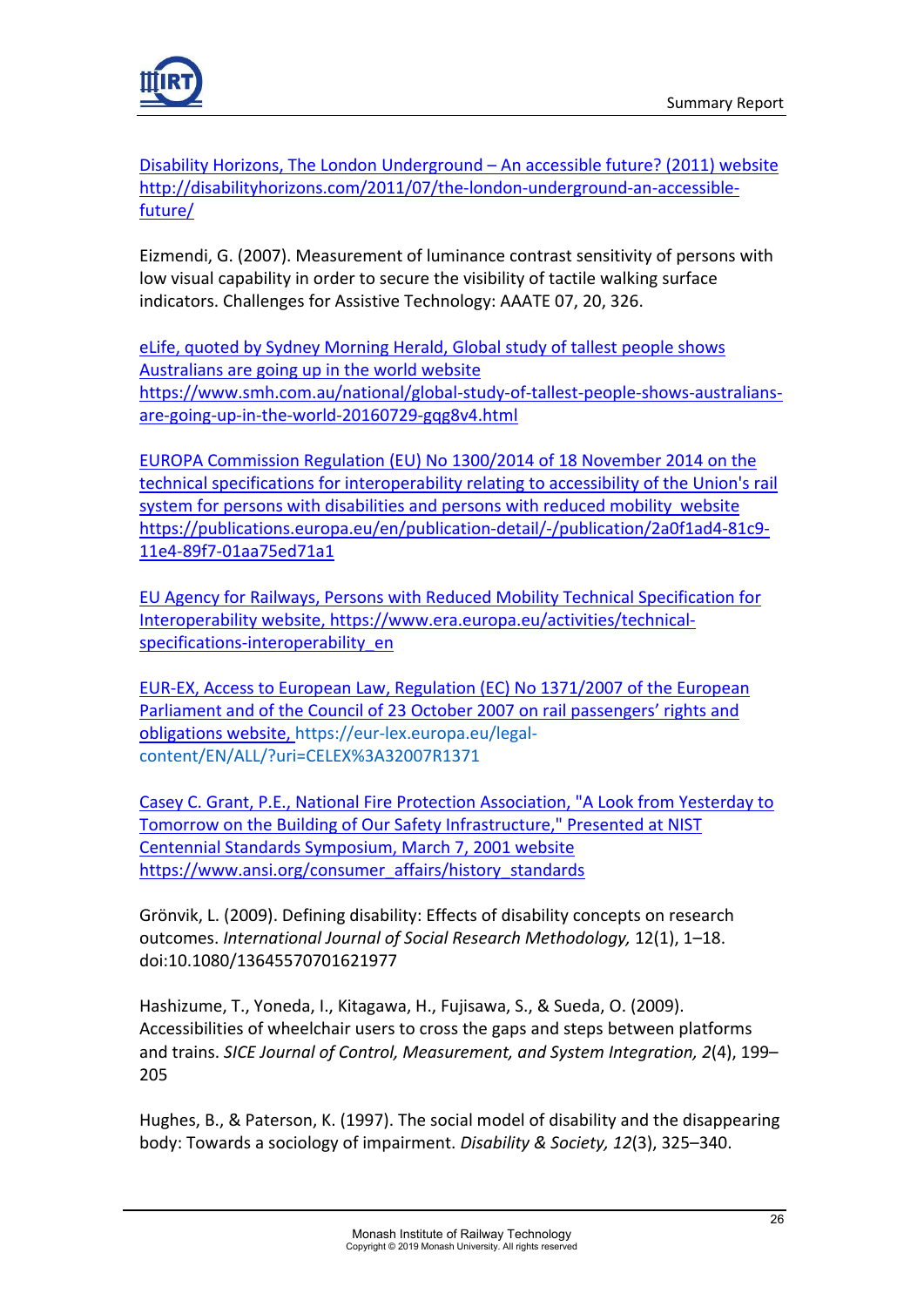Disability Horizons, The London Underground – An accessible future? (2011) website http://disabilityhorizons.com/2011/07/the-london-underground-an-accessible-future/

Eizmendi, G. (2007). Measurement of luminance contrast sensitivity of persons with low visual capability in order to secure the visibility of tactile walking surface indicators. Challenges for Assistive Technology: AAATE 07, 20, 326.

eLife, quoted by Sydney Morning Herald, Global study of tallest people shows Australians are going up in the world website https://www.smh.com.au/national/global-study-of-tallest-people-shows-australians-are-going-up-in-the-world-20160729-gqg8v4.html

EUROPA Commission Regulation (EU) No 1300/2014 of 18 November 2014 on the technical specifications for interoperability relating to accessibility of the Union's rail system for persons with disabilities and persons with reduced mobility website https://publications.europa.eu/en/publication-detail/-/publication/2a0f1ad4-81c9-11e4-89f7-01aa75ed71a1

EU Agency for Railways, Persons with Reduced Mobility Technical Specification for Interoperability website, https://www.era.europa.eu/activities/technical-specifications-interoperability_en

EUR-EX, Access to European Law, Regulation (EC) No 1371/2007 of the European Parliament and of the Council of 23 October 2007 on rail passengers' rights and obligations website, https://eur-lex.europa.eu/legal-content/EN/ALL/?uri=CELEX%3A32007R1371

Casey C. Grant, P.E., National Fire Protection Association, "A Look from Yesterday to Tomorrow on the Building of Our Safety Infrastructure," Presented at NIST Centennial Standards Symposium, March 7, 2001 website https://www.ansi.org/consumer_affairs/history_standards

Grönvik, L. (2009). Defining disability: Effects of disability concepts on research outcomes. *International Journal of Social Research Methodology,* 12(1), 1–18. doi:10.1080/13645570701621977

Hashizume, T., Yoneda, I., Kitagawa, H., Fujisawa, S., & Sueda, O. (2009). Accessibilities of wheelchair users to cross the gaps and steps between platforms and trains. *SICE Journal of Control, Measurement, and System Integration, 2*(4), 199–205

Hughes, B., & Paterson, K. (1997). The social model of disability and the disappearing body: Towards a sociology of impairment. *Disability & Society, 12*(3), 325–340.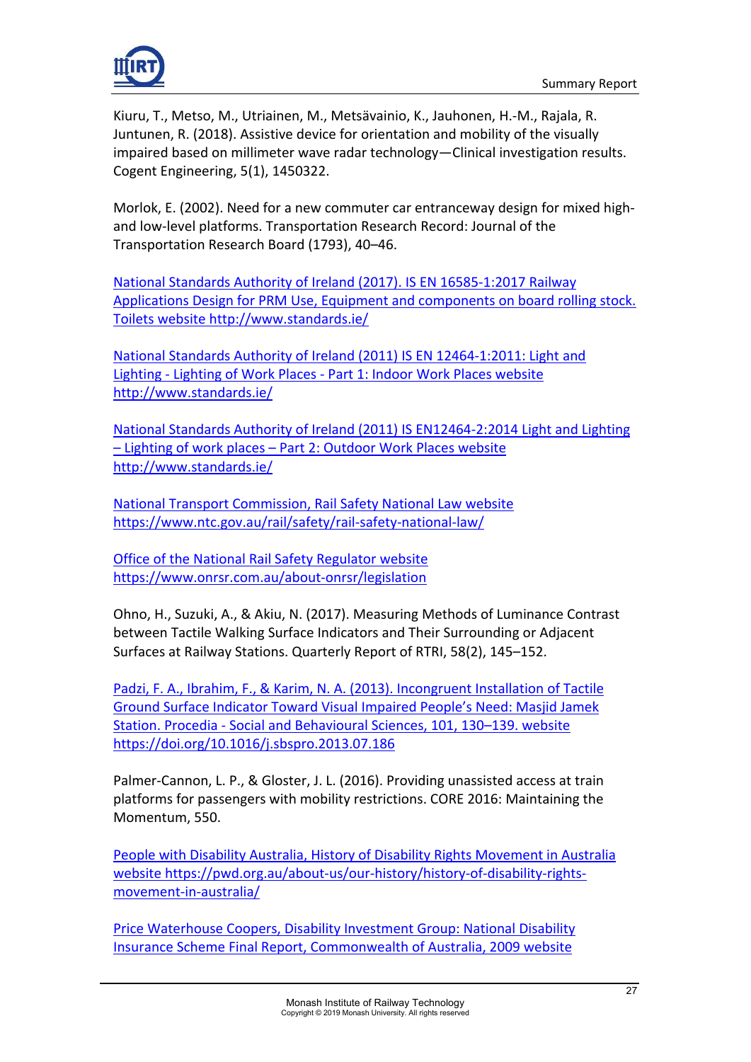Kiuru, T., Metso, M., Utriainen, M., Metsävainio, K., Jauhonen, H.-M., Rajala, R. Juntunen, R. (2018). Assistive device for orientation and mobility of the visually impaired based on millimeter wave radar technology—Clinical investigation results. Cogent Engineering, 5(1), 1450322.

Morlok, E. (2002). Need for a new commuter car entranceway design for mixed high- and low-level platforms. Transportation Research Record: Journal of the Transportation Research Board (1793), 40–46.

National Standards Authority of Ireland (2017). IS EN 16585-1:2017 Railway Applications Design for PRM Use, Equipment and components on board rolling stock. Toilets website http://www.standards.ie/

National Standards Authority of Ireland (2011) IS EN 12464-1:2011: Light and Lighting - Lighting of Work Places - Part 1: Indoor Work Places website http://www.standards.ie/

National Standards Authority of Ireland (2011) IS EN12464-2:2014 Light and Lighting – Lighting of work places – Part 2: Outdoor Work Places website http://www.standards.ie/

National Transport Commission, Rail Safety National Law website https://www.ntc.gov.au/rail/safety/rail-safety-national-law/

Office of the National Rail Safety Regulator website https://www.onrsr.com.au/about-onrsr/legislation

Ohno, H., Suzuki, A., & Akiu, N. (2017). Measuring Methods of Luminance Contrast between Tactile Walking Surface Indicators and Their Surrounding or Adjacent Surfaces at Railway Stations. Quarterly Report of RTRI, 58(2), 145–152.

Padzi, F. A., Ibrahim, F., & Karim, N. A. (2013). Incongruent Installation of Tactile Ground Surface Indicator Toward Visual Impaired People's Need: Masjid Jamek Station. Procedia - Social and Behavioural Sciences, 101, 130–139. website https://doi.org/10.1016/j.sbspro.2013.07.186

Palmer-Cannon, L. P., & Gloster, J. L. (2016). Providing unassisted access at train platforms for passengers with mobility restrictions. CORE 2016: Maintaining the Momentum, 550.

People with Disability Australia, History of Disability Rights Movement in Australia website https://pwd.org.au/about-us/our-history/history-of-disability-rights-movement-in-australia/

Price Waterhouse Coopers, Disability Investment Group: National Disability Insurance Scheme Final Report, Commonwealth of Australia, 2009 website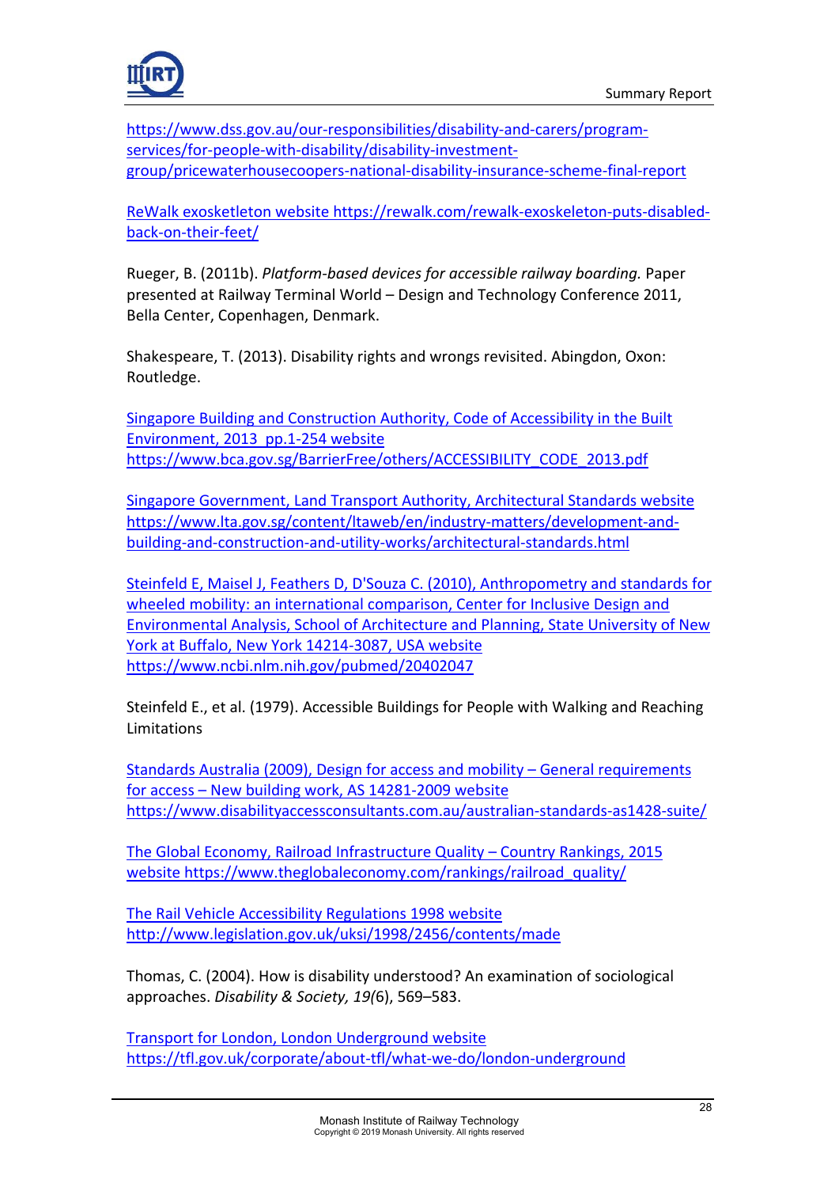https://www.dss.gov.au/our-responsibilities/disability-and-carers/program-services/for-people-with-disability/disability-investment-group/pricewaterhousecoopers-national-disability-insurance-scheme-final-report

ReWalk exosketleton website https://rewalk.com/rewalk-exoskeleton-puts-disabled-back-on-their-feet/

Rueger, B. (2011b). *Platform-based devices for accessible railway boarding.* Paper presented at Railway Terminal World – Design and Technology Conference 2011, Bella Center, Copenhagen, Denmark.

Shakespeare, T. (2013). Disability rights and wrongs revisited. Abingdon, Oxon: Routledge.

Singapore Building and Construction Authority, Code of Accessibility in the Built Environment, 2013 pp.1-254 website https://www.bca.gov.sg/BarrierFree/others/ACCESSIBILITY_CODE_2013.pdf

Singapore Government, Land Transport Authority, Architectural Standards website https://www.lta.gov.sg/content/ltaweb/en/industry-matters/development-and-building-and-construction-and-utility-works/architectural-standards.html

Steinfeld E, Maisel J, Feathers D, D'Souza C. (2010), Anthropometry and standards for wheeled mobility: an international comparison, Center for Inclusive Design and Environmental Analysis, School of Architecture and Planning, State University of New York at Buffalo, New York 14214-3087, USA website https://www.ncbi.nlm.nih.gov/pubmed/20402047

Steinfeld E., et al. (1979). Accessible Buildings for People with Walking and Reaching Limitations

Standards Australia (2009), Design for access and mobility – General requirements for access – New building work, AS 14281-2009 website https://www.disabilityaccessconsultants.com.au/australian-standards-as1428-suite/

The Global Economy, Railroad Infrastructure Quality – Country Rankings, 2015 website https://www.theglobaleconomy.com/rankings/railroad_quality/

The Rail Vehicle Accessibility Regulations 1998 website http://www.legislation.gov.uk/uksi/1998/2456/contents/made

Thomas, C. (2004). How is disability understood? An examination of sociological approaches. *Disability & Society, 19*(6), 569–583.

Transport for London, London Underground website https://tfl.gov.uk/corporate/about-tfl/what-we-do/london-underground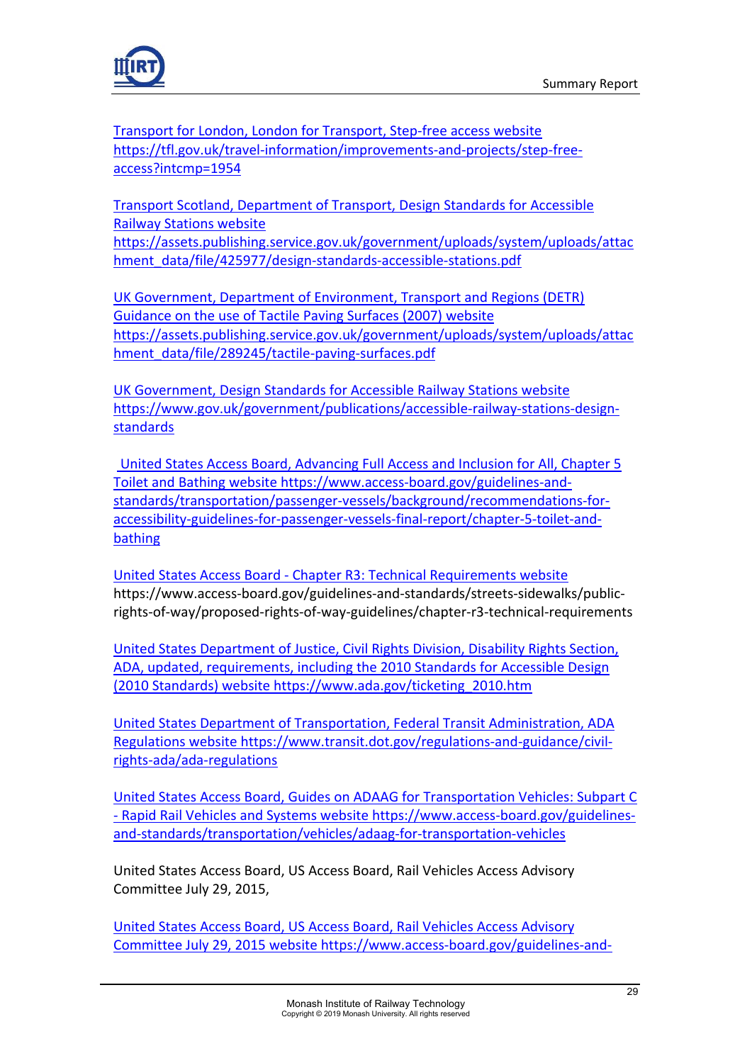Transport for London, London for Transport, Step-free access website https://tfl.gov.uk/travel-information/improvements-and-projects/step-free-access?intcmp=1954

Transport Scotland, Department of Transport, Design Standards for Accessible Railway Stations website https://assets.publishing.service.gov.uk/government/uploads/system/uploads/attachment_data/file/425977/design-standards-accessible-stations.pdf

UK Government, Department of Environment, Transport and Regions (DETR) Guidance on the use of Tactile Paving Surfaces (2007) website https://assets.publishing.service.gov.uk/government/uploads/system/uploads/attachment_data/file/289245/tactile-paving-surfaces.pdf

UK Government, Design Standards for Accessible Railway Stations website https://www.gov.uk/government/publications/accessible-railway-stations-design-standards

United States Access Board, Advancing Full Access and Inclusion for All, Chapter 5 Toilet and Bathing website https://www.access-board.gov/guidelines-and-standards/transportation/passenger-vessels/background/recommendations-for-accessibility-guidelines-for-passenger-vessels-final-report/chapter-5-toilet-and-bathing

United States Access Board - Chapter R3: Technical Requirements website https://www.access-board.gov/guidelines-and-standards/streets-sidewalks/public-rights-of-way/proposed-rights-of-way-guidelines/chapter-r3-technical-requirements

United States Department of Justice, Civil Rights Division, Disability Rights Section, ADA, updated, requirements, including the 2010 Standards for Accessible Design (2010 Standards) website https://www.ada.gov/ticketing_2010.htm

United States Department of Transportation, Federal Transit Administration, ADA Regulations website https://www.transit.dot.gov/regulations-and-guidance/civil-rights-ada/ada-regulations

United States Access Board, Guides on ADAAG for Transportation Vehicles: Subpart C - Rapid Rail Vehicles and Systems website https://www.access-board.gov/guidelines-and-standards/transportation/vehicles/adaag-for-transportation-vehicles

United States Access Board, US Access Board, Rail Vehicles Access Advisory Committee July 29, 2015,

United States Access Board, US Access Board, Rail Vehicles Access Advisory Committee July 29, 2015 website https://www.access-board.gov/guidelines-and-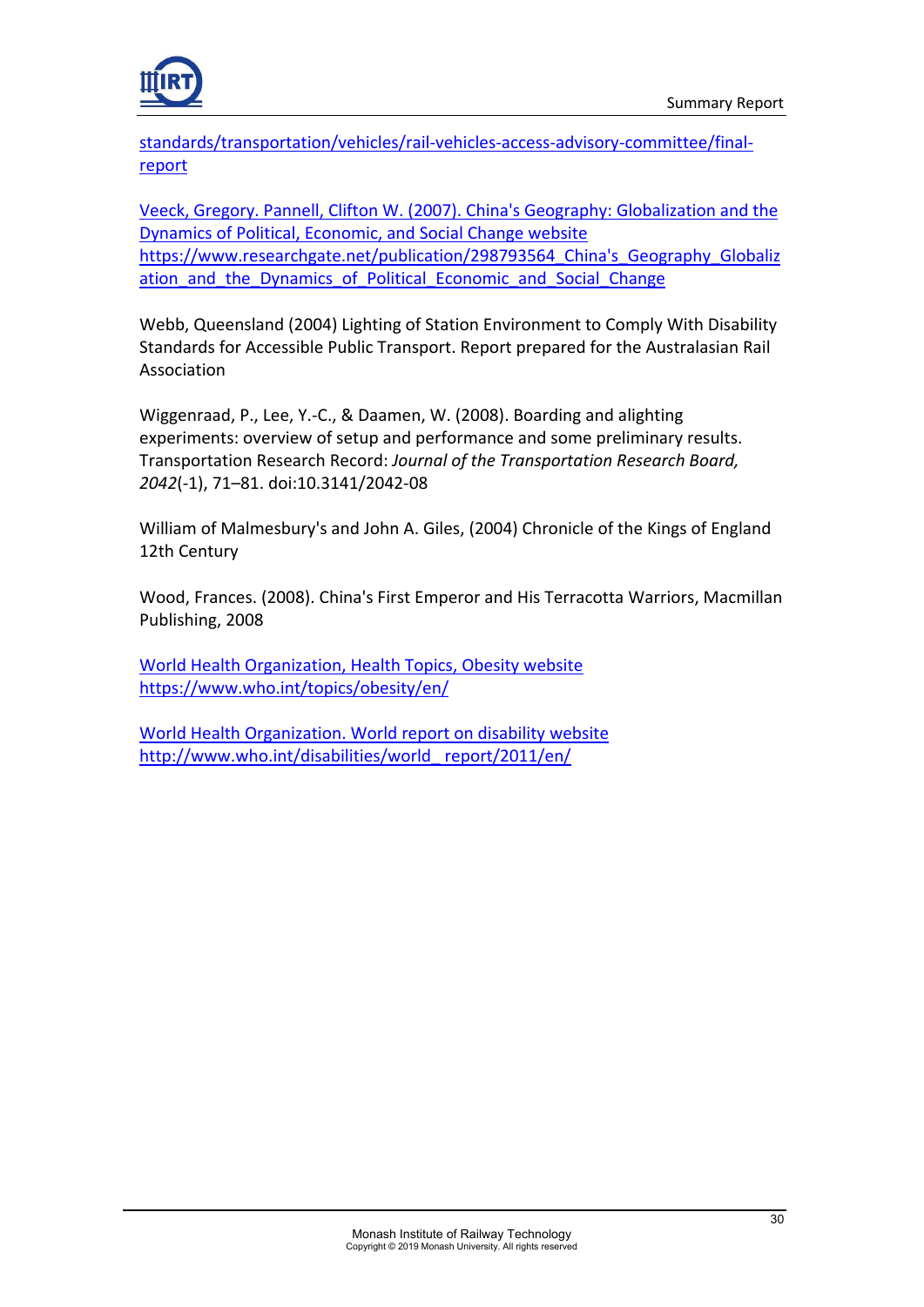standards/transportation/vehicles/rail-vehicles-access-advisory-committee/final-report

Veeck, Gregory. Pannell, Clifton W. (2007). China's Geography: Globalization and the Dynamics of Political, Economic, and Social Change website https://www.researchgate.net/publication/298793564_China's_Geography_Globalization_and_the_Dynamics_of_Political_Economic_and_Social_Change

Webb, Queensland (2004) Lighting of Station Environment to Comply With Disability Standards for Accessible Public Transport. Report prepared for the Australasian Rail Association

Wiggenraad, P., Lee, Y.-C., & Daamen, W. (2008). Boarding and alighting experiments: overview of setup and performance and some preliminary results. Transportation Research Record: *Journal of the Transportation Research Board, 2042*(-1), 71–81. doi:10.3141/2042-08

William of Malmesbury's and John A. Giles, (2004) Chronicle of the Kings of England 12th Century

Wood, Frances. (2008). China's First Emperor and His Terracotta Warriors, Macmillan Publishing, 2008

World Health Organization, Health Topics, Obesity website https://www.who.int/topics/obesity/en/

World Health Organization. World report on disability website http://www.who.int/disabilities/world_report/2011/en/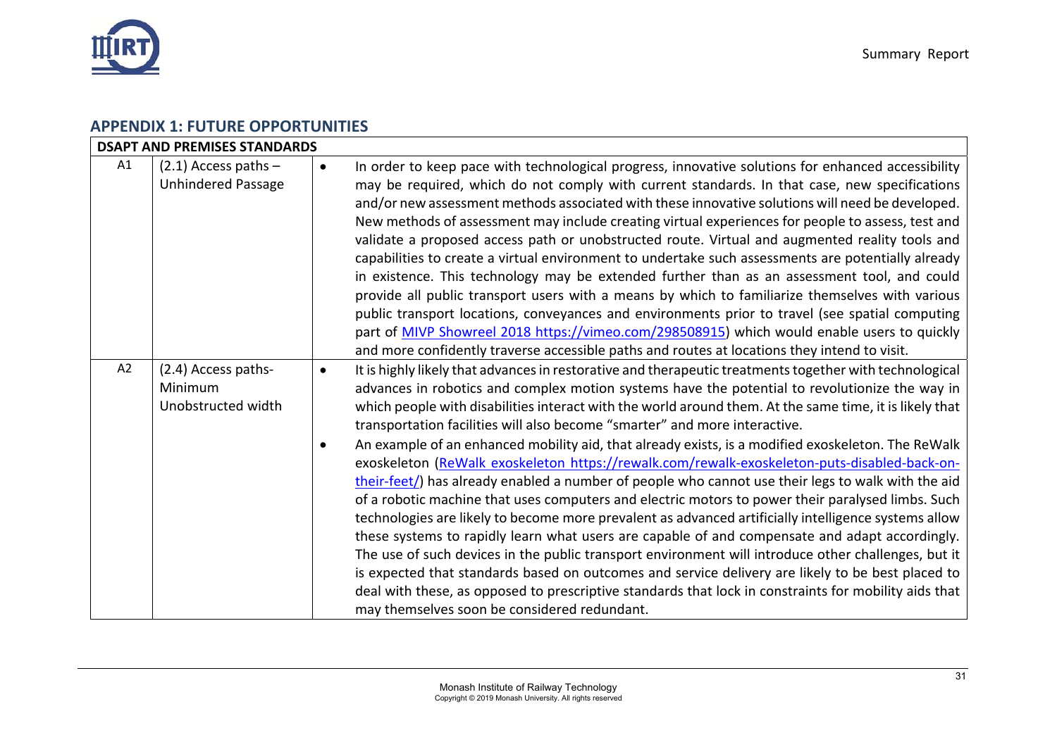## APPENDIX 1: FUTURE OPPORTUNITIES

| DSAPT AND PREMISES STANDARDS | | |
|---|---|---|
| A1 | (2.1) Access paths – Unhindered Passage | • In order to keep pace with technological progress, innovative solutions for enhanced accessibility may be required, which do not comply with current standards. In that case, new specifications and/or new assessment methods associated with these innovative solutions will need be developed. New methods of assessment may include creating virtual experiences for people to assess, test and validate a proposed access path or unobstructed route. Virtual and augmented reality tools and capabilities to create a virtual environment to undertake such assessments are potentially already in existence. This technology may be extended further than as an assessment tool, and could provide all public transport users with a means by which to familiarize themselves with various public transport locations, conveyances and environments prior to travel (see spatial computing part of [MIVP Showreel 2018 https://vimeo.com/298508915](https://vimeo.com/298508915)) which would enable users to quickly and more confidently traverse accessible paths and routes at locations they intend to visit. |
| A2 | (2.4) Access paths-Minimum Unobstructed width | • It is highly likely that advances in restorative and therapeutic treatments together with technological advances in robotics and complex motion systems have the potential to revolutionize the way in which people with disabilities interact with the world around them. At the same time, it is likely that transportation facilities will also become "smarter" and more interactive.<br>• An example of an enhanced mobility aid, that already exists, is a modified exoskeleton. The ReWalk exoskeleton ([ReWalk exoskeleton https://rewalk.com/rewalk-exoskeleton-puts-disabled-back-on-their-feet/](https://rewalk.com/rewalk-exoskeleton-puts-disabled-back-on-their-feet/)) has already enabled a number of people who cannot use their legs to walk with the aid of a robotic machine that uses computers and electric motors to power their paralysed limbs. Such technologies are likely to become more prevalent as advanced artificially intelligence systems allow these systems to rapidly learn what users are capable of and compensate and adapt accordingly. The use of such devices in the public transport environment will introduce other challenges, but it is expected that standards based on outcomes and service delivery are likely to be best placed to deal with these, as opposed to prescriptive standards that lock in constraints for mobility aids that may themselves soon be considered redundant. |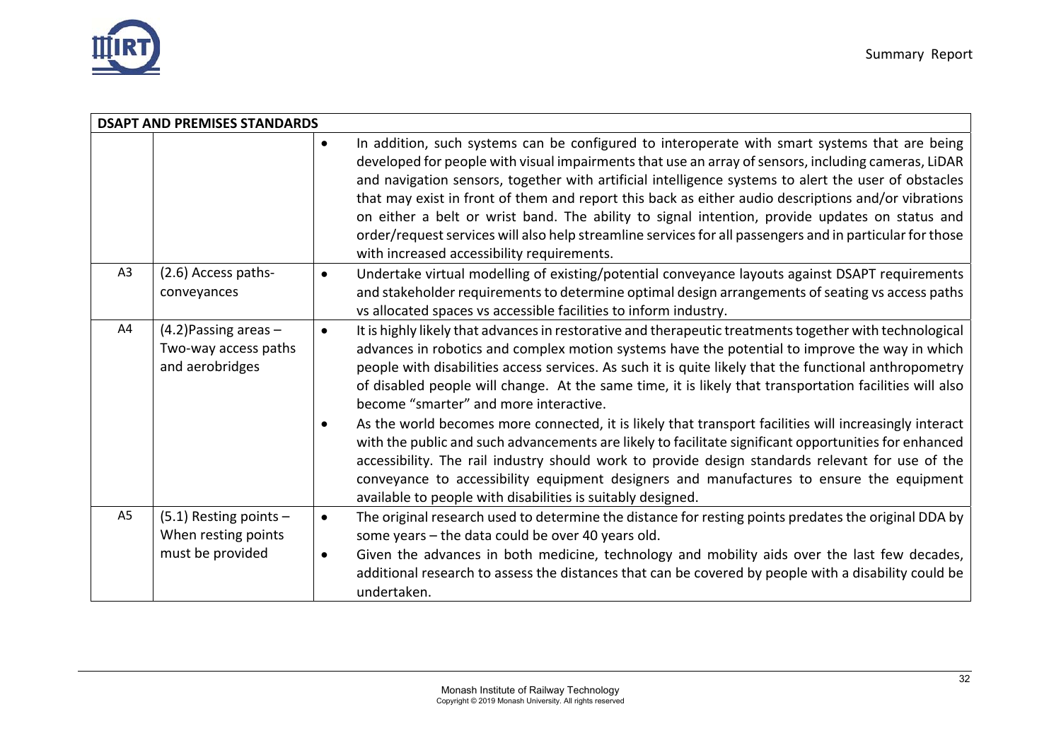| DSAPT AND PREMISES STANDARDS | | |
|---|---|---|
| | | • In addition, such systems can be configured to interoperate with smart systems that are being developed for people with visual impairments that use an array of sensors, including cameras, LiDAR and navigation sensors, together with artificial intelligence systems to alert the user of obstacles that may exist in front of them and report this back as either audio descriptions and/or vibrations on either a belt or wrist band. The ability to signal intention, provide updates on status and order/request services will also help streamline services for all passengers and in particular for those with increased accessibility requirements. |
| A3 | (2.6) Access paths- conveyances | • Undertake virtual modelling of existing/potential conveyance layouts against DSAPT requirements and stakeholder requirements to determine optimal design arrangements of seating vs access paths vs allocated spaces vs accessible facilities to inform industry. |
| A4 | (4.2)Passing areas – Two-way access paths and aerobridges | • It is highly likely that advances in restorative and therapeutic treatments together with technological advances in robotics and complex motion systems have the potential to improve the way in which people with disabilities access services. As such it is quite likely that the functional anthropometry of disabled people will change. At the same time, it is likely that transportation facilities will also become "smarter" and more interactive.<br>• As the world becomes more connected, it is likely that transport facilities will increasingly interact with the public and such advancements are likely to facilitate significant opportunities for enhanced accessibility. The rail industry should work to provide design standards relevant for use of the conveyance to accessibility equipment designers and manufactures to ensure the equipment available to people with disabilities is suitably designed. |
| A5 | (5.1) Resting points – When resting points must be provided | • The original research used to determine the distance for resting points predates the original DDA by some years – the data could be over 40 years old.<br>• Given the advances in both medicine, technology and mobility aids over the last few decades, additional research to assess the distances that can be covered by people with a disability could be undertaken. |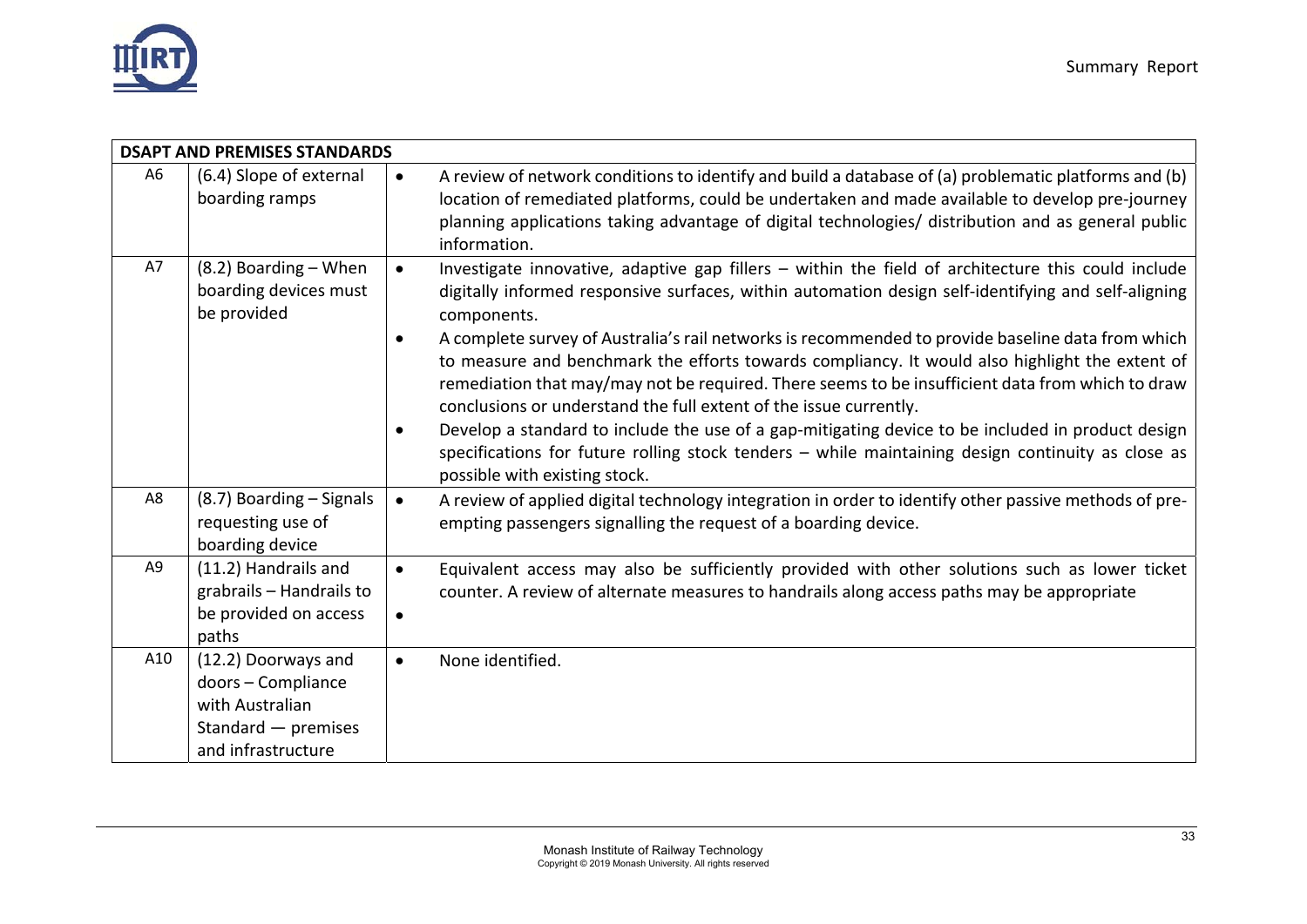| DSAPT AND PREMISES STANDARDS | | |
|---|---|---|
| A6 | (6.4) Slope of external boarding ramps | • A review of network conditions to identify and build a database of (a) problematic platforms and (b) location of remediated platforms, could be undertaken and made available to develop pre-journey planning applications taking advantage of digital technologies/ distribution and as general public information. |
| A7 | (8.2) Boarding – When boarding devices must be provided | • Investigate innovative, adaptive gap fillers – within the field of architecture this could include digitally informed responsive surfaces, within automation design self-identifying and self-aligning components.<br>• A complete survey of Australia's rail networks is recommended to provide baseline data from which to measure and benchmark the efforts towards compliancy. It would also highlight the extent of remediation that may/may not be required. There seems to be insufficient data from which to draw conclusions or understand the full extent of the issue currently.<br>• Develop a standard to include the use of a gap-mitigating device to be included in product design specifications for future rolling stock tenders – while maintaining design continuity as close as possible with existing stock. |
| A8 | (8.7) Boarding – Signals requesting use of boarding device | • A review of applied digital technology integration in order to identify other passive methods of pre-empting passengers signalling the request of a boarding device. |
| A9 | (11.2) Handrails and grabrails – Handrails to be provided on access paths | • Equivalent access may also be sufficiently provided with other solutions such as lower ticket counter. A review of alternate measures to handrails along access paths may be appropriate<br>• |
| A10 | (12.2) Doorways and doors – Compliance with Australian Standard — premises and infrastructure | • None identified. |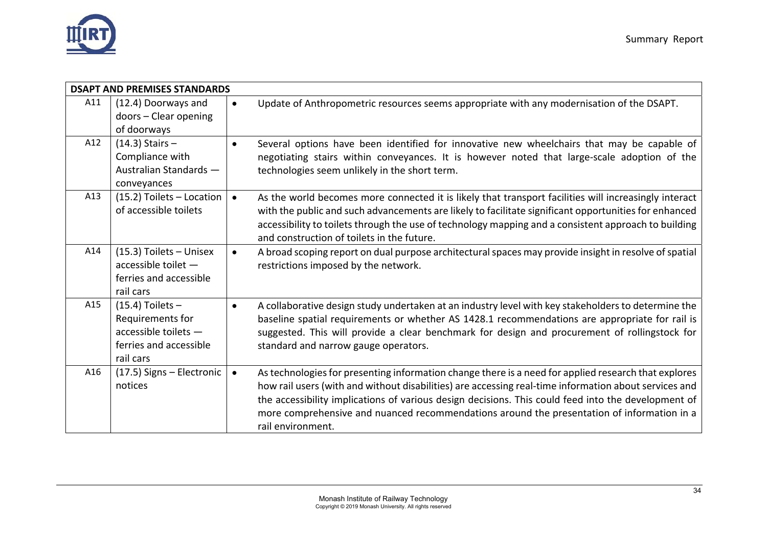| DSAPT AND PREMISES STANDARDS | | |
|---|---|---|
| A11 | (12.4) Doorways and doors – Clear opening of doorways | • Update of Anthropometric resources seems appropriate with any modernisation of the DSAPT. |
| A12 | (14.3) Stairs – Compliance with Australian Standards — conveyances | • Several options have been identified for innovative new wheelchairs that may be capable of negotiating stairs within conveyances. It is however noted that large-scale adoption of the technologies seem unlikely in the short term. |
| A13 | (15.2) Toilets – Location of accessible toilets | • As the world becomes more connected it is likely that transport facilities will increasingly interact with the public and such advancements are likely to facilitate significant opportunities for enhanced accessibility to toilets through the use of technology mapping and a consistent approach to building and construction of toilets in the future. |
| A14 | (15.3) Toilets – Unisex accessible toilet — ferries and accessible rail cars | • A broad scoping report on dual purpose architectural spaces may provide insight in resolve of spatial restrictions imposed by the network. |
| A15 | (15.4) Toilets – Requirements for accessible toilets — ferries and accessible rail cars | • A collaborative design study undertaken at an industry level with key stakeholders to determine the baseline spatial requirements or whether AS 1428.1 recommendations are appropriate for rail is suggested. This will provide a clear benchmark for design and procurement of rollingstock for standard and narrow gauge operators. |
| A16 | (17.5) Signs – Electronic notices | • As technologies for presenting information change there is a need for applied research that explores how rail users (with and without disabilities) are accessing real-time information about services and the accessibility implications of various design decisions. This could feed into the development of more comprehensive and nuanced recommendations around the presentation of information in a rail environment. |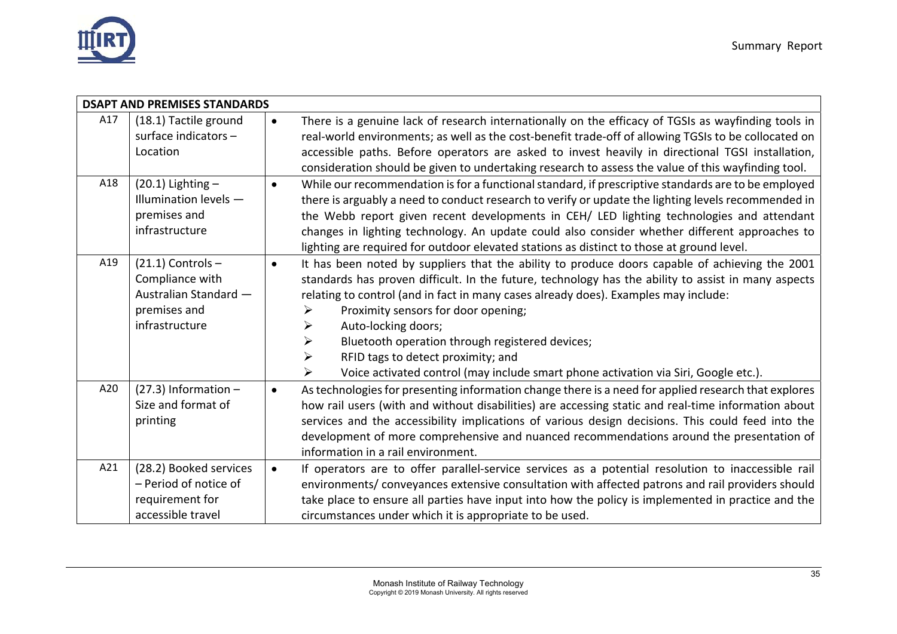| DSAPT AND PREMISES STANDARDS | | |
|---|---|---|
| A17 | (18.1) Tactile ground surface indicators – Location | • There is a genuine lack of research internationally on the efficacy of TGSIs as wayfinding tools in real-world environments; as well as the cost-benefit trade-off of allowing TGSIs to be collocated on accessible paths. Before operators are asked to invest heavily in directional TGSI installation, consideration should be given to undertaking research to assess the value of this wayfinding tool. |
| A18 | (20.1) Lighting – Illumination levels — premises and infrastructure | • While our recommendation is for a functional standard, if prescriptive standards are to be employed there is arguably a need to conduct research to verify or update the lighting levels recommended in the Webb report given recent developments in CEH/ LED lighting technologies and attendant changes in lighting technology. An update could also consider whether different approaches to lighting are required for outdoor elevated stations as distinct to those at ground level. |
| A19 | (21.1) Controls – Compliance with Australian Standard — premises and infrastructure | • It has been noted by suppliers that the ability to produce doors capable of achieving the 2001 standards has proven difficult. In the future, technology has the ability to assist in many aspects relating to control (and in fact in many cases already does). Examples may include:<br>➢ Proximity sensors for door opening;<br>➢ Auto-locking doors;<br>➢ Bluetooth operation through registered devices;<br>➢ RFID tags to detect proximity; and<br>➢ Voice activated control (may include smart phone activation via Siri, Google etc.). |
| A20 | (27.3) Information – Size and format of printing | • As technologies for presenting information change there is a need for applied research that explores how rail users (with and without disabilities) are accessing static and real-time information about services and the accessibility implications of various design decisions. This could feed into the development of more comprehensive and nuanced recommendations around the presentation of information in a rail environment. |
| A21 | (28.2) Booked services – Period of notice of requirement for accessible travel | • If operators are to offer parallel-service services as a potential resolution to inaccessible rail environments/ conveyances extensive consultation with affected patrons and rail providers should take place to ensure all parties have input into how the policy is implemented in practice and the circumstances under which it is appropriate to be used. |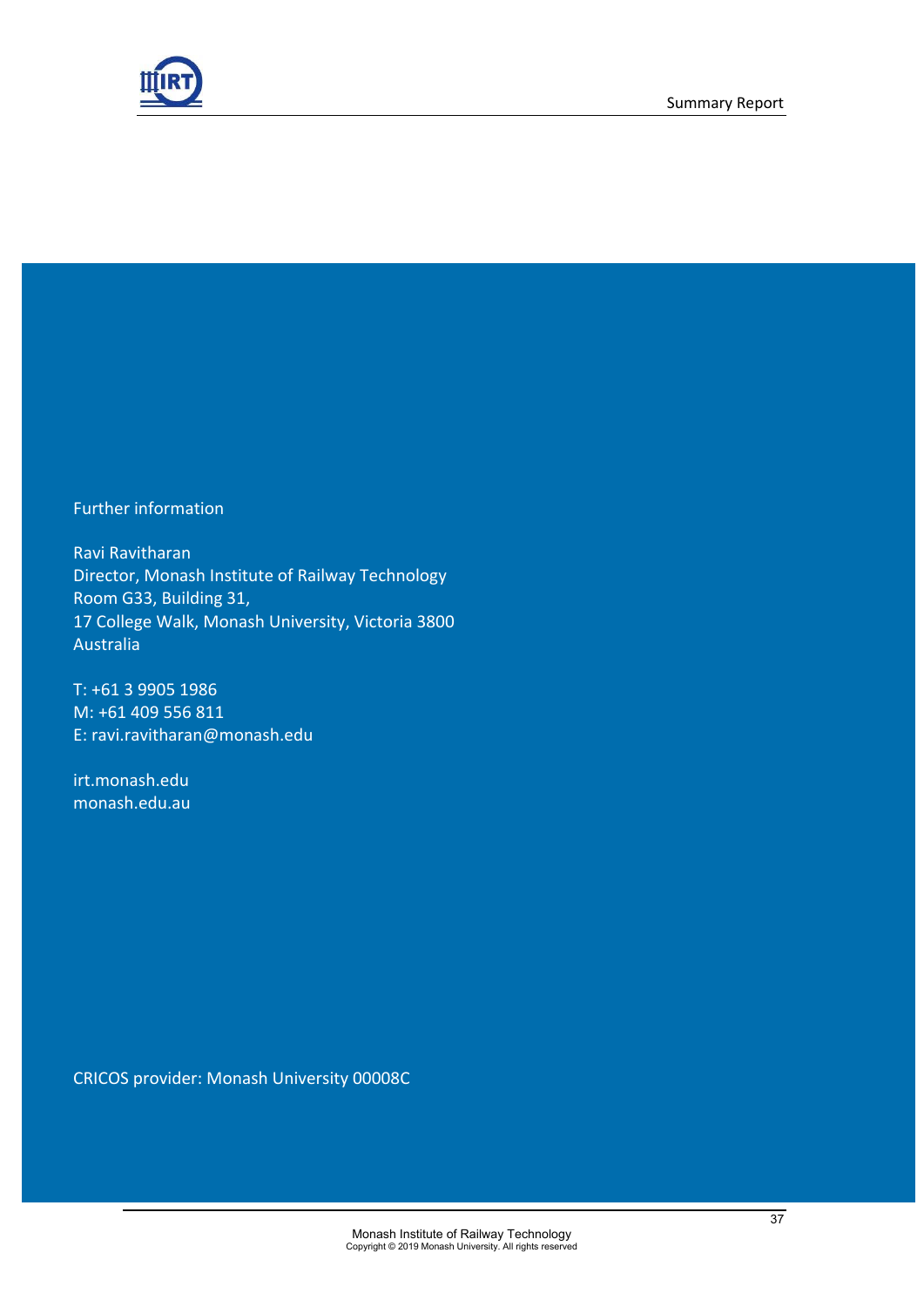Further information

Ravi Ravitharan
Director, Monash Institute of Railway Technology
Room G33, Building 31,
17 College Walk, Monash University, Victoria 3800
Australia

T: +61 3 9905 1986
M: +61 409 556 811
E: ravi.ravitharan@monash.edu

irt.monash.edu
monash.edu.au

CRICOS provider: Monash University 00008C